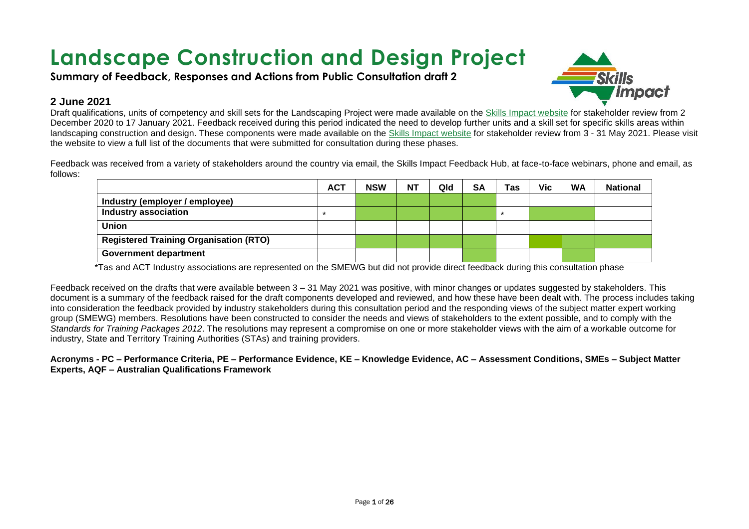# Landscape Construction and Design Project

**Summary of Feedback, Responses and Actions from Public Consultation draft 2**

## 2 June 2021

Draft qualifications, units of competency and skill sets for the Landscaping Project were made available on the Skills Impact website for stakeholder review from 2 December 2020 to 17 January 2021. Feedback received during this period indicated the need to develop further units and a skill set for specific skills areas within landscaping construction and design. These components were made available on the Skills Impact website for stakeholder review from 3 - 31 May 2021. Please visit the website to view a full list of the documents that were submitted for consultation during these phases.

Feedback was received from a variety of stakeholders around the country via email, the Skills Impact Feedback Hub, at face-to-face webinars, phone and email, as follows:

| | ACT | NSW | NT | Qld | SA | Tas | Vic | WA | National |
|---|---|---|---|---|---|---|---|---|---|
| **Industry (employer / employee)** | | | | | | | | | |
| **Industry association** | * | | | | | * | | | |
| **Union** | | | | | | | | | |
| **Registered Training Organisation (RTO)** | | | | | | | | | |
| **Government department** | | | | | | | | | |

*Tas and ACT Industry associations are represented on the SMEWG but did not provide direct feedback during this consultation phase

Feedback received on the drafts that were available between 3 – 31 May 2021 was positive, with minor changes or updates suggested by stakeholders. This document is a summary of the feedback raised for the draft components developed and reviewed, and how these have been dealt with. The process includes taking into consideration the feedback provided by industry stakeholders during this consultation period and the responding views of the subject matter expert working group (SMEWG) members. Resolutions have been constructed to consider the needs and views of stakeholders to the extent possible, and to comply with the *Standards for Training Packages 2012*. The resolutions may represent a compromise on one or more stakeholder views with the aim of a workable outcome for industry, State and Territory Training Authorities (STAs) and training providers.

**Acronyms - PC – Performance Criteria, PE – Performance Evidence, KE – Knowledge Evidence, AC – Assessment Conditions, SMEs – Subject Matter Experts, AQF – Australian Qualifications Framework**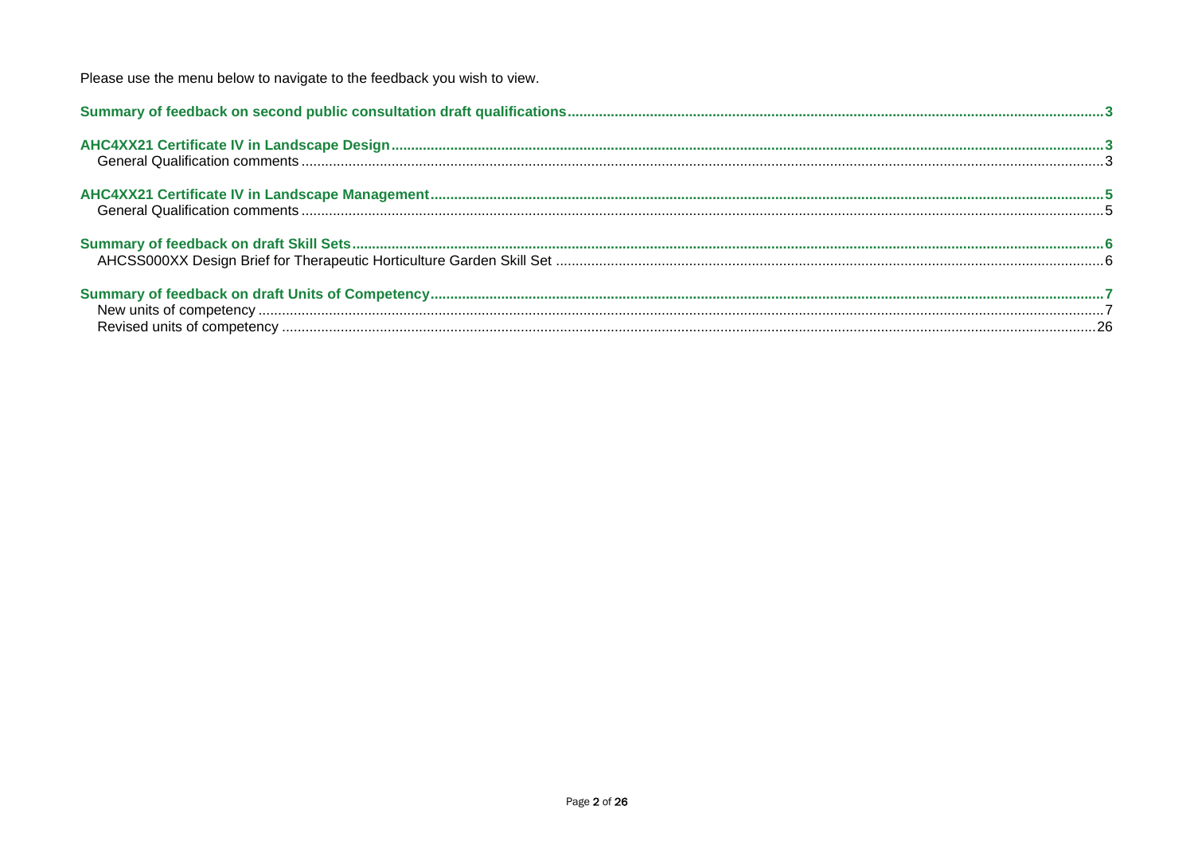Please use the menu below to navigate to the feedback you wish to view.

**Summary of feedback on second public consultation draft qualifications** ..... 3

**AHC4XX21 Certificate IV in Landscape Design** ..... 3
- General Qualification comments ..... 3

**AHC4XX21 Certificate IV in Landscape Management** ..... 5
- General Qualification comments ..... 5

**Summary of feedback on draft Skill Sets** ..... 6
- AHCSS000XX Design Brief for Therapeutic Horticulture Garden Skill Set ..... 6

**Summary of feedback on draft Units of Competency** ..... 7
- New units of competency ..... 7
- Revised units of competency ..... 26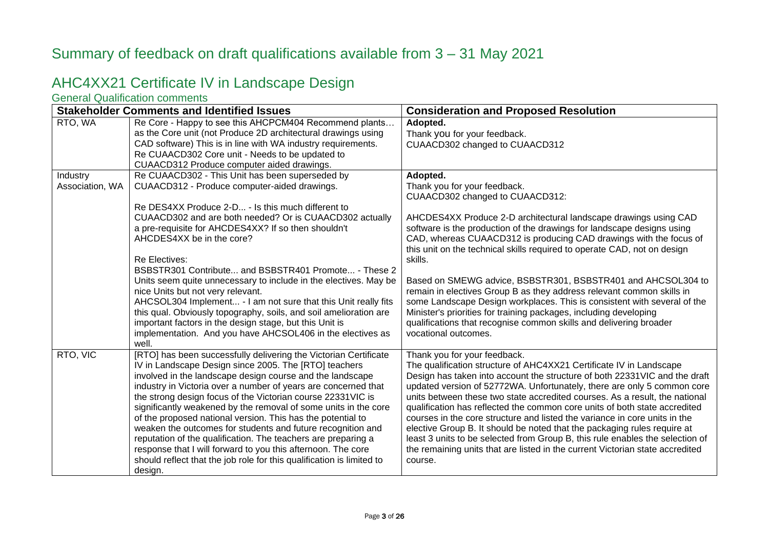# Summary of feedback on draft qualifications available from 3 – 31 May 2021

## AHC4XX21 Certificate IV in Landscape Design

### General Qualification comments

| Stakeholder Comments and Identified Issues | | Consideration and Proposed Resolution |
|---|---|---|
| RTO, WA | Re Core - Happy to see this AHCPCM404 Recommend plants… as the Core unit (not Produce 2D architectural drawings using CAD software) This is in line with WA industry requirements.<br>Re CUAACD302 Core unit - Needs to be updated to CUAACD312 Produce computer aided drawings. | **Adopted.**<br>Thank you for your feedback.<br>CUAACD302 changed to CUAACD312 |
| Industry Association, WA | Re CUAACD302 - This Unit has been superseded by CUAACD312 - Produce computer-aided drawings.<br><br>Re DES4XX Produce 2-D... - Is this much different to CUAACD302 and are both needed? Or is CUAACD302 actually a pre-requisite for AHCDES4XX? If so then shouldn't AHCDES4XX be in the core?<br><br>Re Electives:<br>BSBSTR301 Contribute... and BSBSTR401 Promote... - These 2 Units seem quite unnecessary to include in the electives. May be nice Units but not very relevant.<br>AHCSOL304 Implement... - I am not sure that this Unit really fits this qual. Obviously topography, soils, and soil amelioration are important factors in the design stage, but this Unit is implementation. And you have AHCSOL406 in the electives as well. | **Adopted.**<br>Thank you for your feedback.<br>CUAACD302 changed to CUAACD312:<br><br>AHCDES4XX Produce 2-D architectural landscape drawings using CAD software is the production of the drawings for landscape designs using CAD, whereas CUAACD312 is producing CAD drawings with the focus of this unit on the technical skills required to operate CAD, not on design skills.<br><br>Based on SMEWG advice, BSBSTR301, BSBSTR401 and AHCSOL304 to remain in electives Group B as they address relevant common skills in some Landscape Design workplaces. This is consistent with several of the Minister's priorities for training packages, including developing qualifications that recognise common skills and delivering broader vocational outcomes. |
| RTO, VIC | [RTO] has been successfully delivering the Victorian Certificate IV in Landscape Design since 2005. The [RTO] teachers involved in the landscape design course and the landscape industry in Victoria over a number of years are concerned that the strong design focus of the Victorian course 22331VIC is significantly weakened by the removal of some units in the core of the proposed national version. This has the potential to weaken the outcomes for students and future recognition and reputation of the qualification. The teachers are preparing a response that I will forward to you this afternoon. The core should reflect that the job role for this qualification is limited to design. | Thank you for your feedback.<br>The qualification structure of AHC4XX21 Certificate IV in Landscape Design has taken into account the structure of both 22331VIC and the draft updated version of 52772WA. Unfortunately, there are only 5 common core units between these two state accredited courses. As a result, the national qualification has reflected the common core units of both state accredited courses in the core structure and listed the variance in core units in the elective Group B. It should be noted that the packaging rules require at least 3 units to be selected from Group B, this rule enables the selection of the remaining units that are listed in the current Victorian state accredited course. |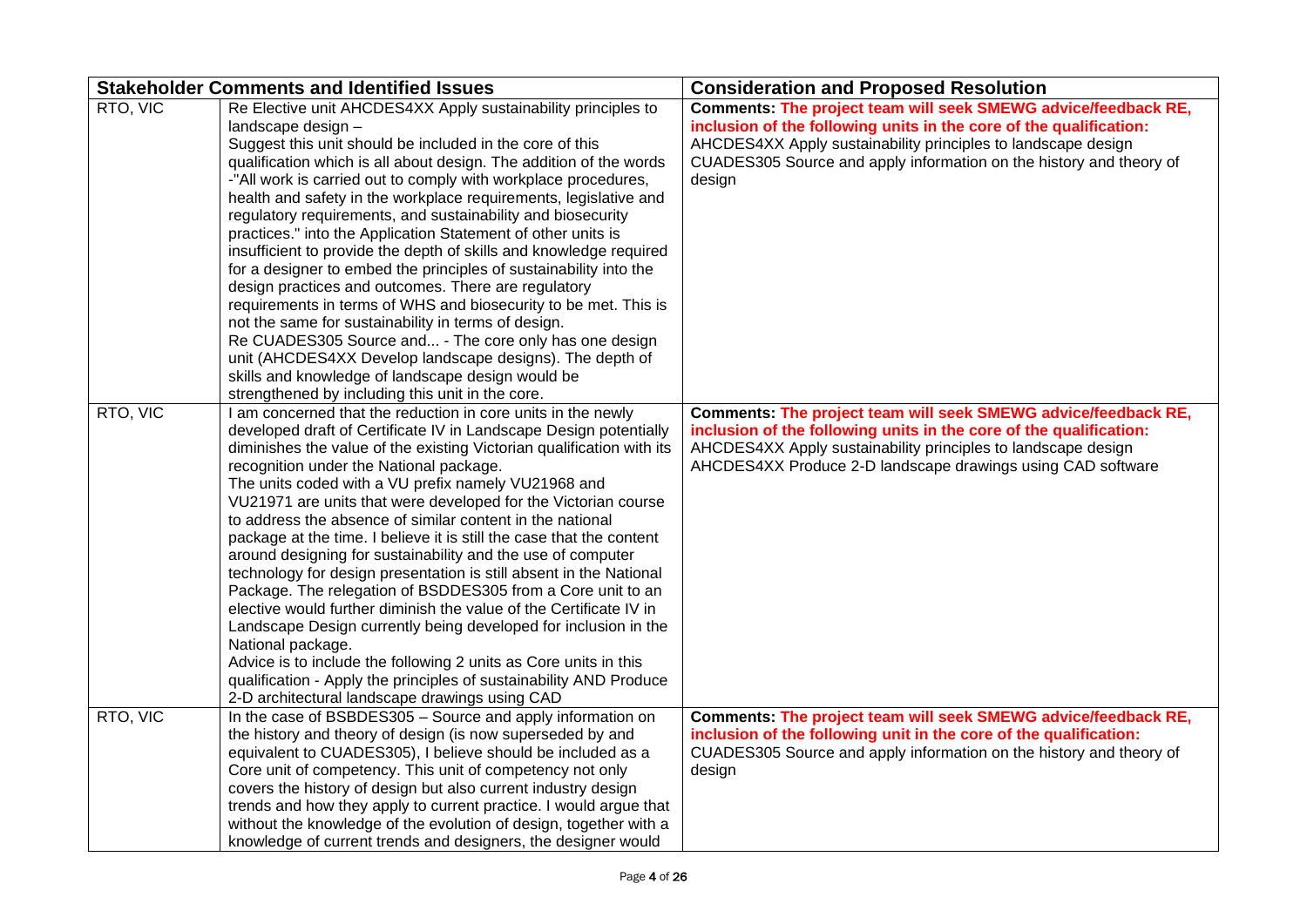| Stakeholder Comments and Identified Issues | | Consideration and Proposed Resolution |
|---|---|---|
| RTO, VIC | Re Elective unit AHCDES4XX Apply sustainability principles to landscape design – Suggest this unit should be included in the core of this qualification which is all about design. The addition of the words -"All work is carried out to comply with workplace procedures, health and safety in the workplace requirements, legislative and regulatory requirements, and sustainability and biosecurity practices." into the Application Statement of other units is insufficient to provide the depth of skills and knowledge required for a designer to embed the principles of sustainability into the design practices and outcomes. There are regulatory requirements in terms of WHS and biosecurity to be met. This is not the same for sustainability in terms of design. Re CUADES305 Source and... - The core only has one design unit (AHCDES4XX Develop landscape designs). The depth of skills and knowledge of landscape design would be strengthened by including this unit in the core. | **Comments: The project team will seek SMEWG advice/feedback RE, inclusion of the following units in the core of the qualification:** AHCDES4XX Apply sustainability principles to landscape design CUADES305 Source and apply information on the history and theory of design |
| RTO, VIC | I am concerned that the reduction in core units in the newly developed draft of Certificate IV in Landscape Design potentially diminishes the value of the existing Victorian qualification with its recognition under the National package. The units coded with a VU prefix namely VU21968 and VU21971 are units that were developed for the Victorian course to address the absence of similar content in the national package at the time. I believe it is still the case that the content around designing for sustainability and the use of computer technology for design presentation is still absent in the National Package. The relegation of BSDDES305 from a Core unit to an elective would further diminish the value of the Certificate IV in Landscape Design currently being developed for inclusion in the National package. Advice is to include the following 2 units as Core units in this qualification - Apply the principles of sustainability AND Produce 2-D architectural landscape drawings using CAD | **Comments: The project team will seek SMEWG advice/feedback RE, inclusion of the following units in the core of the qualification:** AHCDES4XX Apply sustainability principles to landscape design AHCDES4XX Produce 2-D landscape drawings using CAD software |
| RTO, VIC | In the case of BSBDES305 – Source and apply information on the history and theory of design (is now superseded by and equivalent to CUADES305), I believe should be included as a Core unit of competency. This unit of competency not only covers the history of design but also current industry design trends and how they apply to current practice. I would argue that without the knowledge of the evolution of design, together with a knowledge of current trends and designers, the designer would | **Comments: The project team will seek SMEWG advice/feedback RE, inclusion of the following unit in the core of the qualification:** CUADES305 Source and apply information on the history and theory of design |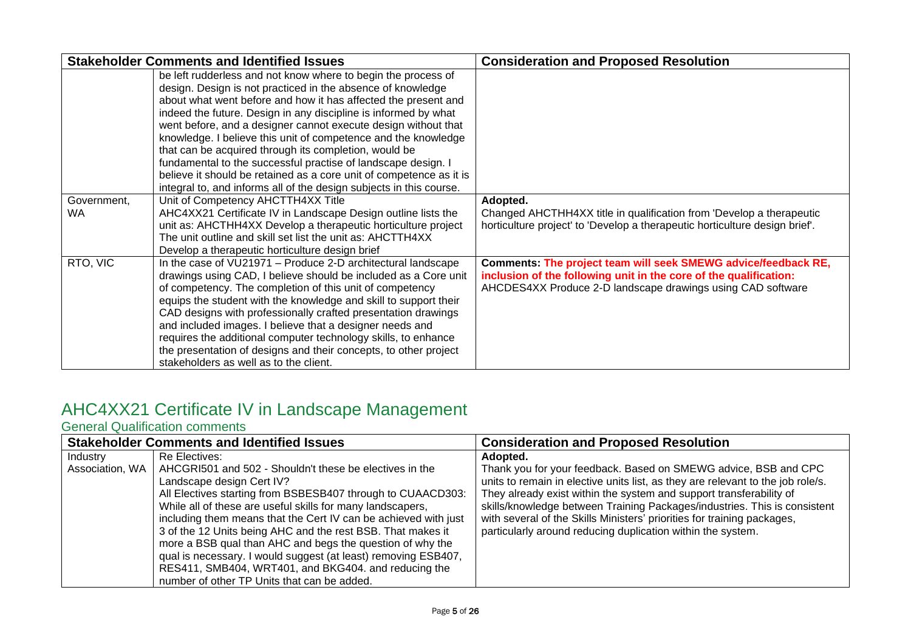| Stakeholder Comments and Identified Issues | | Consideration and Proposed Resolution |
|---|---|---|
| | be left rudderless and not know where to begin the process of design. Design is not practiced in the absence of knowledge about what went before and how it has affected the present and indeed the future. Design in any discipline is informed by what went before, and a designer cannot execute design without that knowledge. I believe this unit of competence and the knowledge that can be acquired through its completion, would be fundamental to the successful practise of landscape design. I believe it should be retained as a core unit of competence as it is integral to, and informs all of the design subjects in this course. | |
| Government, WA | Unit of Competency AHCTTH4XX Title<br>AHC4XX21 Certificate IV in Landscape Design outline lists the unit as: AHCTHH4XX Develop a therapeutic horticulture project<br>The unit outline and skill set list the unit as: AHCTTH4XX Develop a therapeutic horticulture design brief | **Adopted.**<br>Changed AHCTHH4XX title in qualification from 'Develop a therapeutic horticulture project' to 'Develop a therapeutic horticulture design brief'. |
| RTO, VIC | In the case of VU21971 – Produce 2-D architectural landscape drawings using CAD, I believe should be included as a Core unit of competency. The completion of this unit of competency equips the student with the knowledge and skill to support their CAD designs with professionally crafted presentation drawings and included images. I believe that a designer needs and requires the additional computer technology skills, to enhance the presentation of designs and their concepts, to other project stakeholders as well as to the client. | **Comments: The project team will seek SMEWG advice/feedback RE, inclusion of the following unit in the core of the qualification:**<br>AHCDES4XX Produce 2-D landscape drawings using CAD software |

# AHC4XX21 Certificate IV in Landscape Management

## General Qualification comments

| Stakeholder Comments and Identified Issues | | Consideration and Proposed Resolution |
|---|---|---|
| Industry Association, WA | Re Electives:<br>AHCGRI501 and 502 - Shouldn't these be electives in the Landscape design Cert IV?<br>All Electives starting from BSBESB407 through to CUAACD303: While all of these are useful skills for many landscapers, including them means that the Cert IV can be achieved with just 3 of the 12 Units being AHC and the rest BSB. That makes it more a BSB qual than AHC and begs the question of why the qual is necessary. I would suggest (at least) removing ESB407, RES411, SMB404, WRT401, and BKG404. and reducing the number of other TP Units that can be added. | **Adopted.**<br>Thank you for your feedback. Based on SMEWG advice, BSB and CPC units to remain in elective units list, as they are relevant to the job role/s. They already exist within the system and support transferability of skills/knowledge between Training Packages/industries. This is consistent with several of the Skills Ministers' priorities for training packages, particularly around reducing duplication within the system. |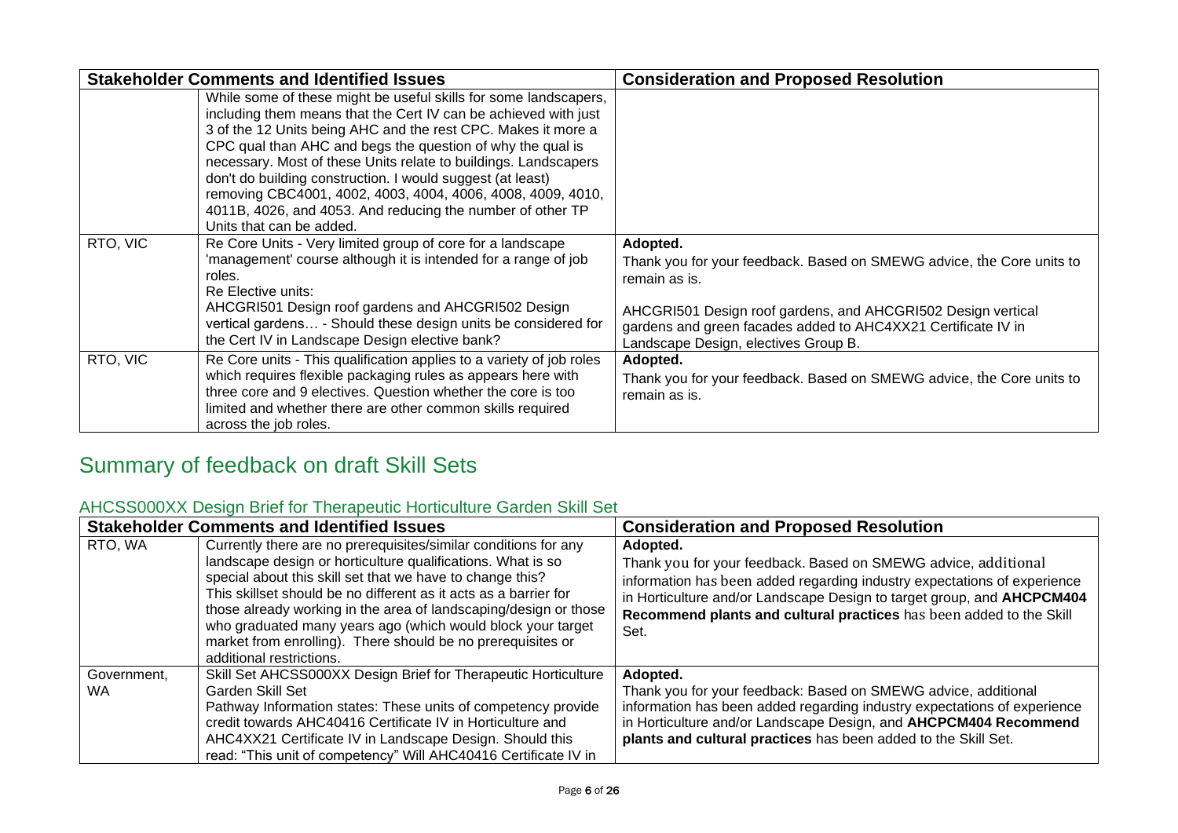| Stakeholder Comments and Identified Issues | | Consideration and Proposed Resolution |
|---|---|---|
| | While some of these might be useful skills for some landscapers, including them means that the Cert IV can be achieved with just 3 of the 12 Units being AHC and the rest CPC. Makes it more a CPC qual than AHC and begs the question of why the qual is necessary. Most of these Units relate to buildings. Landscapers don't do building construction. I would suggest (at least) removing CBC4001, 4002, 4003, 4004, 4006, 4008, 4009, 4010, 4011B, 4026, and 4053. And reducing the number of other TP Units that can be added. | |
| RTO, VIC | Re Core Units - Very limited group of core for a landscape 'management' course although it is intended for a range of job roles.<br>Re Elective units:<br>AHCGRI501 Design roof gardens and AHCGRI502 Design vertical gardens… - Should these design units be considered for the Cert IV in Landscape Design elective bank? | **Adopted.**<br>Thank you for your feedback. Based on SMEWG advice, the Core units to remain as is.<br><br>AHCGRI501 Design roof gardens, and AHCGRI502 Design vertical gardens and green facades added to AHC4XX21 Certificate IV in Landscape Design, electives Group B. |
| RTO, VIC | Re Core units - This qualification applies to a variety of job roles which requires flexible packaging rules as appears here with three core and 9 electives. Question whether the core is too limited and whether there are other common skills required across the job roles. | **Adopted.**<br>Thank you for your feedback. Based on SMEWG advice, the Core units to remain as is. |

## Summary of feedback on draft Skill Sets

### AHCSS000XX Design Brief for Therapeutic Horticulture Garden Skill Set

| Stakeholder Comments and Identified Issues | | Consideration and Proposed Resolution |
|---|---|---|
| RTO, WA | Currently there are no prerequisites/similar conditions for any landscape design or horticulture qualifications. What is so special about this skill set that we have to change this?<br>This skillset should be no different as it acts as a barrier for those already working in the area of landscaping/design or those who graduated many years ago (which would block your target market from enrolling). There should be no prerequisites or additional restrictions. | **Adopted.**<br>Thank you for your feedback. Based on SMEWG advice, additional information has been added regarding industry expectations of experience in Horticulture and/or Landscape Design to target group, and **AHCPCM404 Recommend plants and cultural practices** has been added to the Skill Set. |
| Government, WA | Skill Set AHCSS000XX Design Brief for Therapeutic Horticulture Garden Skill Set<br>Pathway Information states: These units of competency provide credit towards AHC40416 Certificate IV in Horticulture and AHC4XX21 Certificate IV in Landscape Design. Should this read: "This unit of competency" Will AHC40416 Certificate IV in | **Adopted.**<br>Thank you for your feedback: Based on SMEWG advice, additional information has been added regarding industry expectations of experience in Horticulture and/or Landscape Design, and **AHCPCM404 Recommend plants and cultural practices** has been added to the Skill Set. |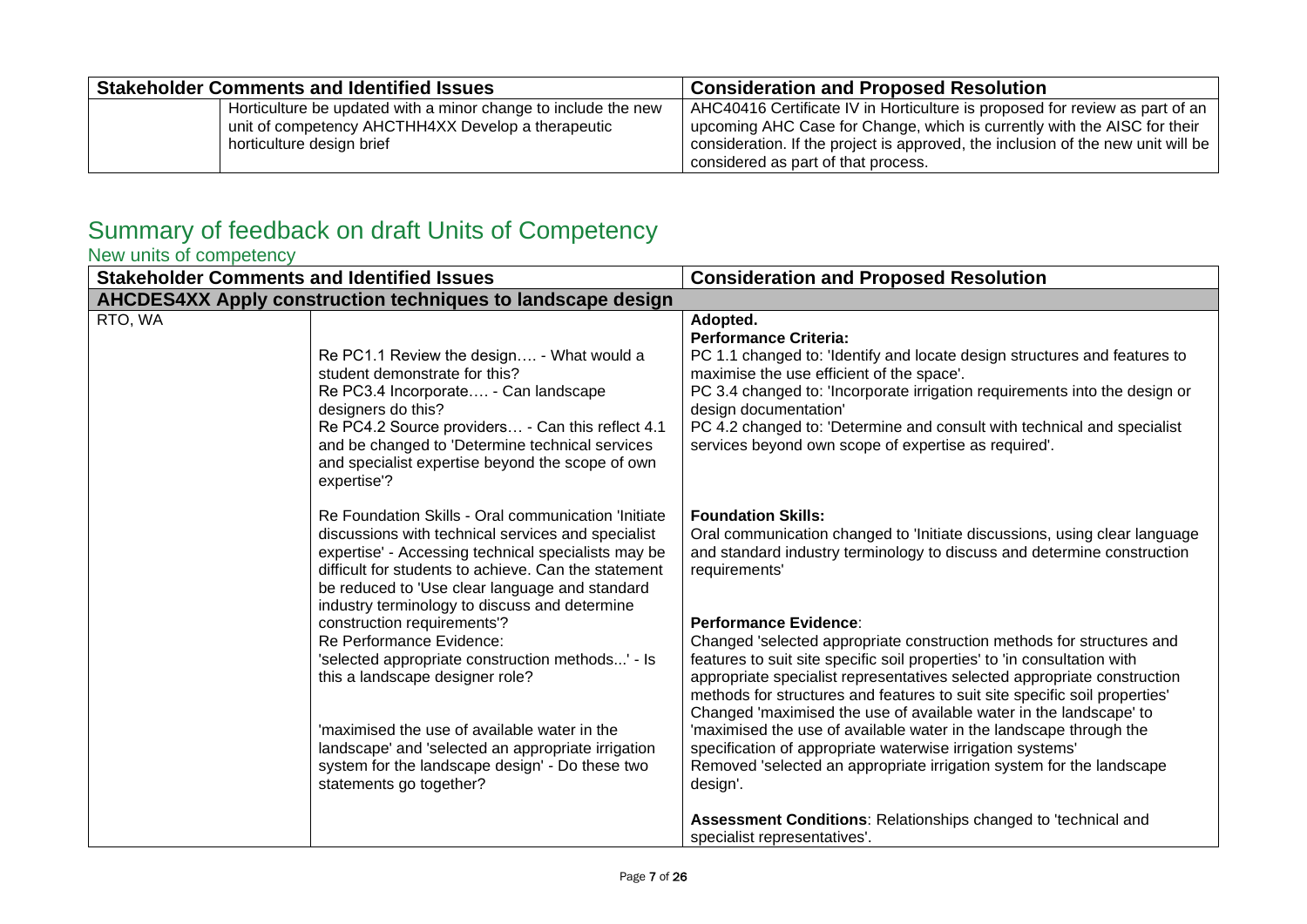| Stakeholder Comments and Identified Issues | | Consideration and Proposed Resolution |
|---|---|---|
| | Horticulture be updated with a minor change to include the new unit of competency AHCTHH4XX Develop a therapeutic horticulture design brief | AHC40416 Certificate IV in Horticulture is proposed for review as part of an upcoming AHC Case for Change, which is currently with the AISC for their consideration. If the project is approved, the inclusion of the new unit will be considered as part of that process. |

## Summary of feedback on draft Units of Competency

### New units of competency

| Stakeholder Comments and Identified Issues | | Consideration and Proposed Resolution |
|---|---|---|
| **AHCDES4XX Apply construction techniques to landscape design** | | |
| RTO, WA | Re PC1.1 Review the design…. - What would a student demonstrate for this?<br>Re PC3.4 Incorporate…. - Can landscape designers do this?<br>Re PC4.2 Source providers… - Can this reflect 4.1 and be changed to 'Determine technical services and specialist expertise beyond the scope of own expertise'? | **Adopted.**<br>**Performance Criteria:**<br>PC 1.1 changed to: 'Identify and locate design structures and features to maximise the use efficient of the space'.<br>PC 3.4 changed to: 'Incorporate irrigation requirements into the design or design documentation'<br>PC 4.2 changed to: 'Determine and consult with technical and specialist services beyond own scope of expertise as required'. |
| | Re Foundation Skills - Oral communication 'Initiate discussions with technical services and specialist expertise' - Accessing technical specialists may be difficult for students to achieve. Can the statement be reduced to 'Use clear language and standard industry terminology to discuss and determine construction requirements'? | **Foundation Skills:**<br>Oral communication changed to 'Initiate discussions, using clear language and standard industry terminology to discuss and determine construction requirements' |
| | Re Performance Evidence:<br>'selected appropriate construction methods...' - Is this a landscape designer role?<br><br>'maximised the use of available water in the landscape' and 'selected an appropriate irrigation system for the landscape design' - Do these two statements go together? | **Performance Evidence**:<br>Changed 'selected appropriate construction methods for structures and features to suit site specific soil properties' to 'in consultation with appropriate specialist representatives selected appropriate construction methods for structures and features to suit site specific soil properties'<br>Changed 'maximised the use of available water in the landscape' to 'maximised the use of available water in the landscape through the specification of appropriate waterwise irrigation systems'<br>Removed 'selected an appropriate irrigation system for the landscape design'. |
| | | **Assessment Conditions**: Relationships changed to 'technical and specialist representatives'. |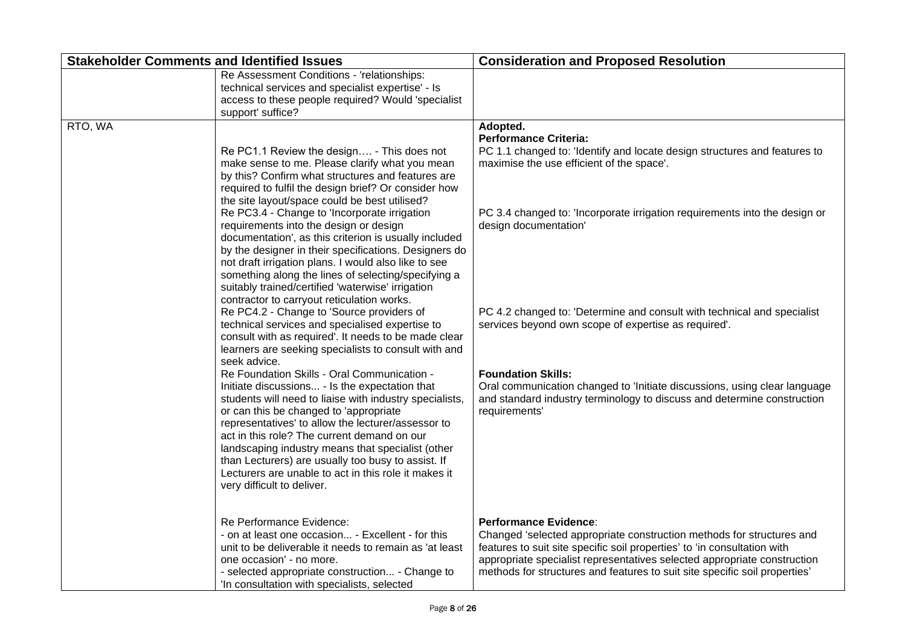| Stakeholder Comments and Identified Issues | | Consideration and Proposed Resolution |
|---|---|---|
| | Re Assessment Conditions - 'relationships: technical services and specialist expertise' - Is access to these people required? Would 'specialist support' suffice? | |
| RTO, WA | Re PC1.1 Review the design…. - This does not make sense to me. Please clarify what you mean by this? Confirm what structures and features are required to fulfil the design brief? Or consider how the site layout/space could be best utilised?<br>Re PC3.4 - Change to 'Incorporate irrigation requirements into the design or design documentation', as this criterion is usually included by the designer in their specifications. Designers do not draft irrigation plans. I would also like to see something along the lines of selecting/specifying a suitably trained/certified 'waterwise' irrigation contractor to carryout reticulation works.<br>Re PC4.2 - Change to 'Source providers of technical services and specialised expertise to consult with as required'. It needs to be made clear learners are seeking specialists to consult with and seek advice.<br>Re Foundation Skills - Oral Communication - Initiate discussions... - Is the expectation that students will need to liaise with industry specialists, or can this be changed to 'appropriate representatives' to allow the lecturer/assessor to act in this role? The current demand on our landscaping industry means that specialist (other than Lecturers) are usually too busy to assist. If Lecturers are unable to act in this role it makes it very difficult to deliver.<br><br>Re Performance Evidence:<br>- on at least one occasion... - Excellent - for this unit to be deliverable it needs to remain as 'at least one occasion' - no more.<br>- selected appropriate construction... - Change to 'In consultation with specialists, selected | **Adopted.**<br>**Performance Criteria:**<br>PC 1.1 changed to: 'Identify and locate design structures and features to maximise the use efficient of the space'.<br><br>PC 3.4 changed to: 'Incorporate irrigation requirements into the design or design documentation'<br><br>PC 4.2 changed to: 'Determine and consult with technical and specialist services beyond own scope of expertise as required'.<br><br>**Foundation Skills:**<br>Oral communication changed to 'Initiate discussions, using clear language and standard industry terminology to discuss and determine construction requirements'<br><br>**Performance Evidence**:<br>Changed 'selected appropriate construction methods for structures and features to suit site specific soil properties' to 'in consultation with appropriate specialist representatives selected appropriate construction methods for structures and features to suit site specific soil properties' |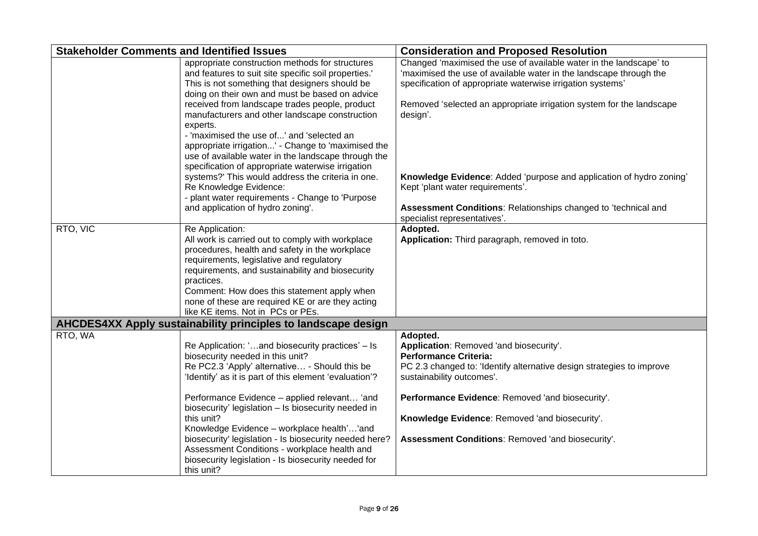| Stakeholder Comments and Identified Issues | | Consideration and Proposed Resolution |
|---|---|---|
| | appropriate construction methods for structures and features to suit site specific soil properties.' This is not something that designers should be doing on their own and must be based on advice received from landscape trades people, product manufacturers and other landscape construction experts.<br>- 'maximised the use of...' and 'selected an appropriate irrigation...' - Change to 'maximised the use of available water in the landscape through the specification of appropriate waterwise irrigation systems?' This would address the criteria in one.<br>Re Knowledge Evidence:<br>- plant water requirements - Change to 'Purpose and application of hydro zoning'. | Changed 'maximised the use of available water in the landscape' to 'maximised the use of available water in the landscape through the specification of appropriate waterwise irrigation systems'<br><br>Removed 'selected an appropriate irrigation system for the landscape design'.<br><br>**Knowledge Evidence**: Added 'purpose and application of hydro zoning' Kept 'plant water requirements'.<br><br>**Assessment Conditions**: Relationships changed to 'technical and specialist representatives'. |
| RTO, VIC | Re Application:<br>All work is carried out to comply with workplace procedures, health and safety in the workplace requirements, legislative and regulatory requirements, and sustainability and biosecurity practices.<br>Comment: How does this statement apply when none of these are required KE or are they acting like KE items. Not in PCs or PEs. | **Adopted.**<br>**Application:** Third paragraph, removed in toto. |
| **AHCDES4XX Apply sustainability principles to landscape design** | | |
| RTO, WA | Re Application: '…and biosecurity practices' – Is biosecurity needed in this unit?<br>Re PC2.3 'Apply' alternative… - Should this be 'Identify' as it is part of this element 'evaluation'?<br><br>Performance Evidence – applied relevant… 'and biosecurity' legislation – Is biosecurity needed in this unit?<br>Knowledge Evidence – workplace health'…'and biosecurity' legislation - Is biosecurity needed here?<br>Assessment Conditions - workplace health and biosecurity legislation - Is biosecurity needed for this unit? | **Adopted.**<br>**Application**: Removed 'and biosecurity'.<br>**Performance Criteria:**<br>PC 2.3 changed to: 'Identify alternative design strategies to improve sustainability outcomes'.<br><br>**Performance Evidence**: Removed 'and biosecurity'.<br><br>**Knowledge Evidence**: Removed 'and biosecurity'.<br><br>**Assessment Conditions**: Removed 'and biosecurity'. |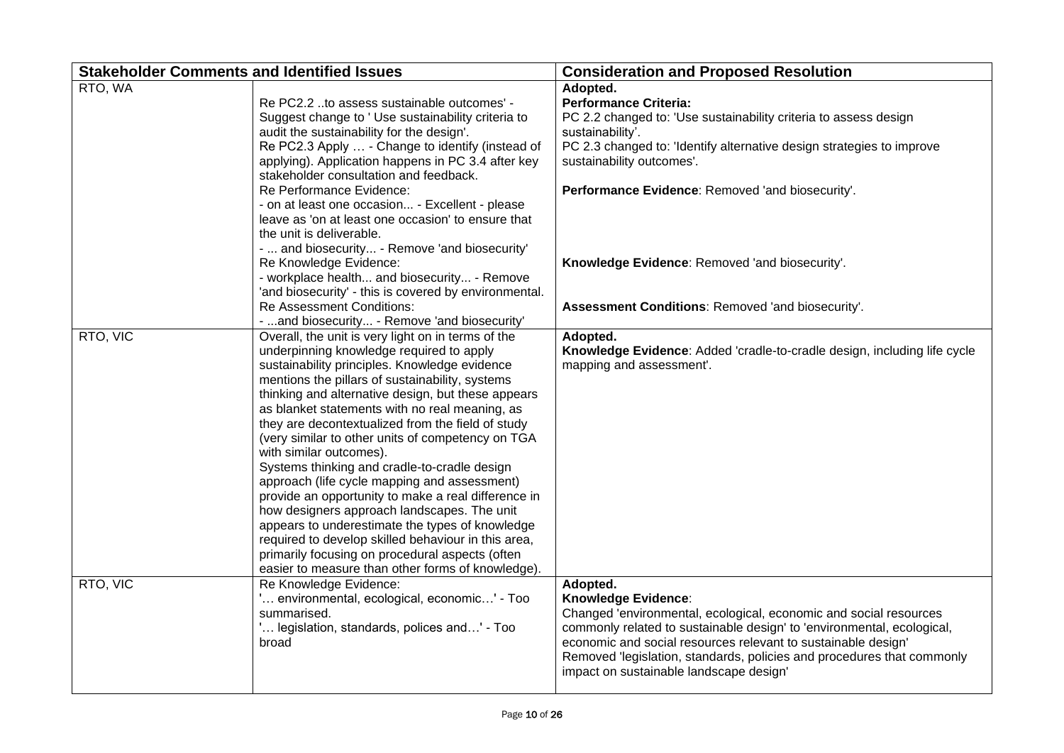| Stakeholder Comments and Identified Issues | | Consideration and Proposed Resolution |
|---|---|---|
| RTO, WA | Re PC2.2 ..to assess sustainable outcomes' - Suggest change to ' Use sustainability criteria to audit the sustainability for the design'.<br>Re PC2.3 Apply … - Change to identify (instead of applying). Application happens in PC 3.4 after key stakeholder consultation and feedback.<br>Re Performance Evidence:<br>- on at least one occasion... - Excellent - please leave as 'on at least one occasion' to ensure that the unit is deliverable.<br>- ... and biosecurity... - Remove 'and biosecurity'<br>Re Knowledge Evidence:<br>- workplace health... and biosecurity... - Remove 'and biosecurity' - this is covered by environmental.<br>Re Assessment Conditions:<br>- ...and biosecurity... - Remove 'and biosecurity' | **Adopted.**<br>**Performance Criteria:**<br>PC 2.2 changed to: 'Use sustainability criteria to assess design sustainability'.<br>PC 2.3 changed to: 'Identify alternative design strategies to improve sustainability outcomes'.<br>**Performance Evidence**: Removed 'and biosecurity'.<br>**Knowledge Evidence**: Removed 'and biosecurity'.<br>**Assessment Conditions**: Removed 'and biosecurity'. |
| RTO, VIC | Overall, the unit is very light on in terms of the underpinning knowledge required to apply sustainability principles. Knowledge evidence mentions the pillars of sustainability, systems thinking and alternative design, but these appears as blanket statements with no real meaning, as they are decontextualized from the field of study (very similar to other units of competency on TGA with similar outcomes).<br>Systems thinking and cradle-to-cradle design approach (life cycle mapping and assessment) provide an opportunity to make a real difference in how designers approach landscapes. The unit appears to underestimate the types of knowledge required to develop skilled behaviour in this area, primarily focusing on procedural aspects (often easier to measure than other forms of knowledge). | **Adopted.**<br>**Knowledge Evidence**: Added 'cradle-to-cradle design, including life cycle mapping and assessment'. |
| RTO, VIC | Re Knowledge Evidence:<br>'… environmental, ecological, economic…' - Too summarised.<br>'… legislation, standards, polices and…' - Too broad | **Adopted.**<br>**Knowledge Evidence**:<br>Changed 'environmental, ecological, economic and social resources commonly related to sustainable design' to 'environmental, ecological, economic and social resources relevant to sustainable design'<br>Removed 'legislation, standards, policies and procedures that commonly impact on sustainable landscape design' |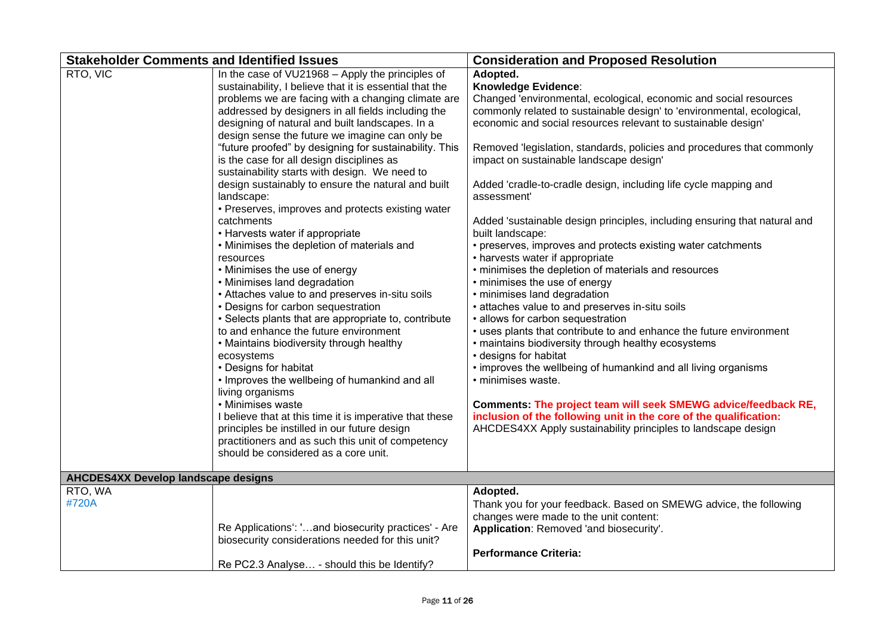| Stakeholder Comments and Identified Issues | | Consideration and Proposed Resolution |
|---|---|---|
| RTO, VIC | In the case of VU21968 – Apply the principles of sustainability, I believe that it is essential that the problems we are facing with a changing climate are addressed by designers in all fields including the designing of natural and built landscapes. In a design sense the future we imagine can only be "future proofed" by designing for sustainability. This is the case for all design disciplines as sustainability starts with design. We need to design sustainably to ensure the natural and built landscape:<br>• Preserves, improves and protects existing water catchments<br>• Harvests water if appropriate<br>• Minimises the depletion of materials and resources<br>• Minimises the use of energy<br>• Minimises land degradation<br>• Attaches value to and preserves in-situ soils<br>• Designs for carbon sequestration<br>• Selects plants that are appropriate to, contribute to and enhance the future environment<br>• Maintains biodiversity through healthy ecosystems<br>• Designs for habitat<br>• Improves the wellbeing of humankind and all living organisms<br>• Minimises waste<br>I believe that at this time it is imperative that these principles be instilled in our future design practitioners and as such this unit of competency should be considered as a core unit. | **Adopted.**<br>**Knowledge Evidence**:<br>Changed 'environmental, ecological, economic and social resources commonly related to sustainable design' to 'environmental, ecological, economic and social resources relevant to sustainable design'<br><br>Removed 'legislation, standards, policies and procedures that commonly impact on sustainable landscape design'<br><br>Added 'cradle-to-cradle design, including life cycle mapping and assessment'<br><br>Added 'sustainable design principles, including ensuring that natural and built landscape:<br>• preserves, improves and protects existing water catchments<br>• harvests water if appropriate<br>• minimises the depletion of materials and resources<br>• minimises the use of energy<br>• minimises land degradation<br>• attaches value to and preserves in-situ soils<br>• allows for carbon sequestration<br>• uses plants that contribute to and enhance the future environment<br>• maintains biodiversity through healthy ecosystems<br>• designs for habitat<br>• improves the wellbeing of humankind and all living organisms<br>• minimises waste.<br><br>**Comments: The project team will seek SMEWG advice/feedback RE, inclusion of the following unit in the core of the qualification:**<br>AHCDES4XX Apply sustainability principles to landscape design |
| **AHCDES4XX Develop landscape designs** | | |
| RTO, WA<br>#720A | Re Applications': '…and biosecurity practices' - Are biosecurity considerations needed for this unit?<br><br>Re PC2.3 Analyse… - should this be Identify? | **Adopted.**<br>Thank you for your feedback. Based on SMEWG advice, the following changes were made to the unit content:<br>**Application**: Removed 'and biosecurity'.<br><br>**Performance Criteria:** |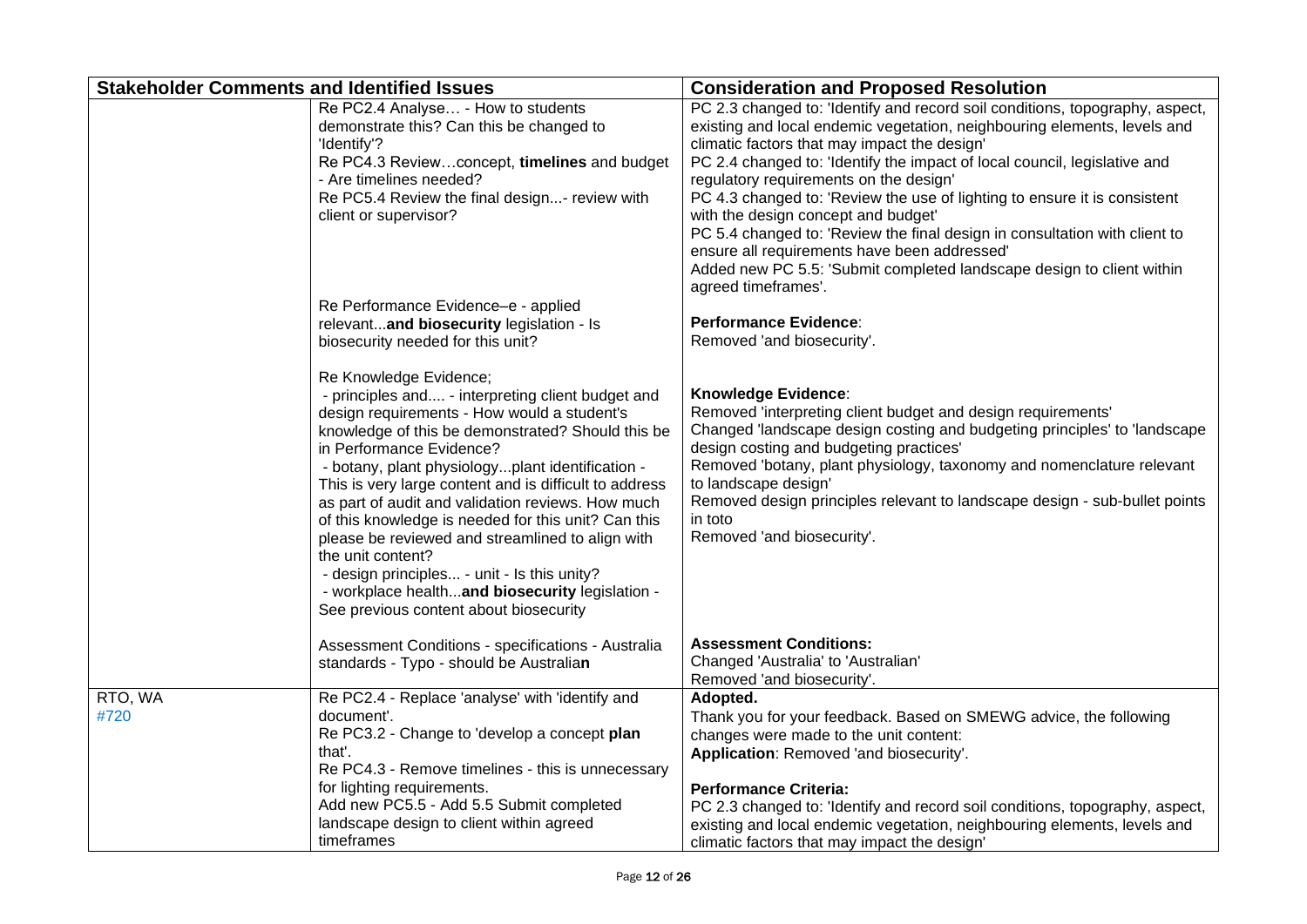| Stakeholder Comments and Identified Issues | | Consideration and Proposed Resolution |
|---|---|---|
| | Re PC2.4 Analyse… - How to students demonstrate this? Can this be changed to 'Identify'?<br>Re PC4.3 Review…concept, **timelines** and budget - Are timelines needed?<br>Re PC5.4 Review the final design...- review with client or supervisor? | PC 2.3 changed to: 'Identify and record soil conditions, topography, aspect, existing and local endemic vegetation, neighbouring elements, levels and climatic factors that may impact the design'<br>PC 2.4 changed to: 'Identify the impact of local council, legislative and regulatory requirements on the design'<br>PC 4.3 changed to: 'Review the use of lighting to ensure it is consistent with the design concept and budget'<br>PC 5.4 changed to: 'Review the final design in consultation with client to ensure all requirements have been addressed'<br>Added new PC 5.5: 'Submit completed landscape design to client within agreed timeframes'. |
| | Re Performance Evidence–e - applied relevant...**and biosecurity** legislation - Is biosecurity needed for this unit? | **Performance Evidence**:<br>Removed 'and biosecurity'. |
| | Re Knowledge Evidence;<br>- principles and.... - interpreting client budget and design requirements - How would a student's knowledge of this be demonstrated? Should this be in Performance Evidence?<br>- botany, plant physiology...plant identification - This is very large content and is difficult to address as part of audit and validation reviews. How much of this knowledge is needed for this unit? Can this please be reviewed and streamlined to align with the unit content?<br>- design principles... - unit - Is this unity?<br>- workplace health...**and biosecurity** legislation - See previous content about biosecurity | **Knowledge Evidence**:<br>Removed 'interpreting client budget and design requirements'<br>Changed 'landscape design costing and budgeting principles' to 'landscape design costing and budgeting practices'<br>Removed 'botany, plant physiology, taxonomy and nomenclature relevant to landscape design'<br>Removed design principles relevant to landscape design - sub-bullet points in toto<br>Removed 'and biosecurity'. |
| | Assessment Conditions - specifications - Australia standards - Typo - should be Australia**n** | **Assessment Conditions:**<br>Changed 'Australia' to 'Australian'<br>Removed 'and biosecurity'. |
| RTO, WA<br>#720 | Re PC2.4 - Replace 'analyse' with 'identify and document'.<br>Re PC3.2 - Change to 'develop a concept **plan** that'.<br>Re PC4.3 - Remove timelines - this is unnecessary for lighting requirements.<br>Add new PC5.5 - Add 5.5 Submit completed landscape design to client within agreed timeframes | **Adopted.**<br>Thank you for your feedback. Based on SMEWG advice, the following changes were made to the unit content:<br>**Application**: Removed 'and biosecurity'.<br><br>**Performance Criteria:**<br>PC 2.3 changed to: 'Identify and record soil conditions, topography, aspect, existing and local endemic vegetation, neighbouring elements, levels and climatic factors that may impact the design' |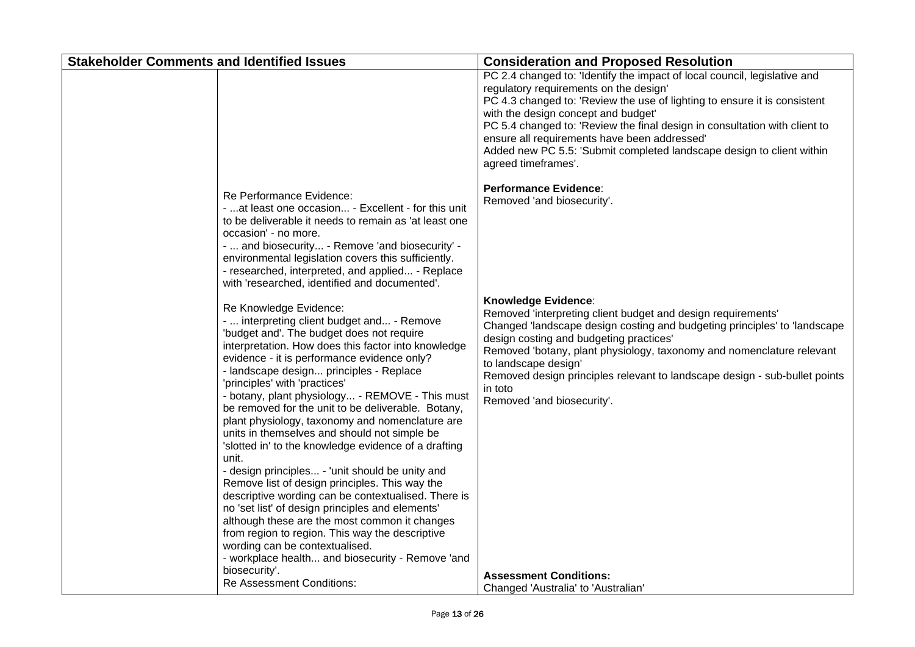| Stakeholder Comments and Identified Issues | | Consideration and Proposed Resolution |
|---|---|---|
| | Re Performance Evidence:<br>- ...at least one occasion... - Excellent - for this unit to be deliverable it needs to remain as 'at least one occasion' - no more.<br>- ... and biosecurity... - Remove 'and biosecurity' - environmental legislation covers this sufficiently.<br>- researched, interpreted, and applied... - Replace with 'researched, identified and documented'.<br><br>Re Knowledge Evidence:<br>- ... interpreting client budget and... - Remove 'budget and'. The budget does not require interpretation. How does this factor into knowledge evidence - it is performance evidence only?<br>- landscape design... principles - Replace 'principles' with 'practices'<br>- botany, plant physiology... - REMOVE - This must be removed for the unit to be deliverable. Botany, plant physiology, taxonomy and nomenclature are units in themselves and should not simple be 'slotted in' to the knowledge evidence of a drafting unit.<br>- design principles... - 'unit should be unity and Remove list of design principles. This way the descriptive wording can be contextualised. There is no 'set list' of design principles and elements' although these are the most common it changes from region to region. This way the descriptive wording can be contextualised.<br>- workplace health... and biosecurity - Remove 'and biosecurity'.<br>Re Assessment Conditions: | PC 2.4 changed to: 'Identify the impact of local council, legislative and regulatory requirements on the design'<br>PC 4.3 changed to: 'Review the use of lighting to ensure it is consistent with the design concept and budget'<br>PC 5.4 changed to: 'Review the final design in consultation with client to ensure all requirements have been addressed'<br>Added new PC 5.5: 'Submit completed landscape design to client within agreed timeframes'.<br><br>**Performance Evidence**:<br>Removed 'and biosecurity'.<br><br>**Knowledge Evidence**:<br>Removed 'interpreting client budget and design requirements'<br>Changed 'landscape design costing and budgeting principles' to 'landscape design costing and budgeting practices'<br>Removed 'botany, plant physiology, taxonomy and nomenclature relevant to landscape design'<br>Removed design principles relevant to landscape design - sub-bullet points in toto<br>Removed 'and biosecurity'.<br><br>**Assessment Conditions:**<br>Changed 'Australia' to 'Australian' |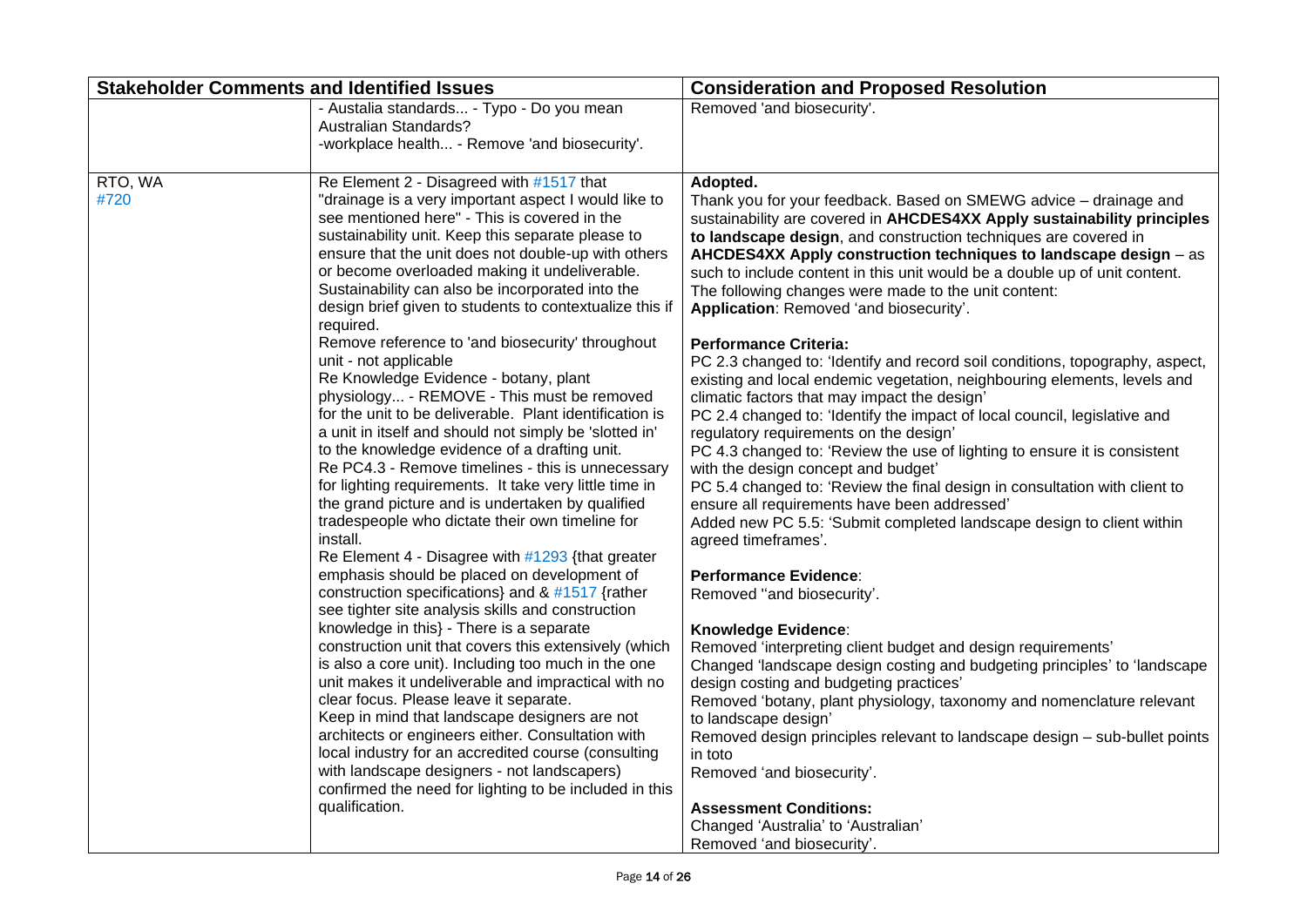| Stakeholder Comments and Identified Issues | | Consideration and Proposed Resolution |
|---|---|---|
| | - Austalia standards... - Typo - Do you mean Australian Standards?<br>-workplace health... - Remove 'and biosecurity'. | Removed 'and biosecurity'. |
| RTO, WA<br>#720 | Re Element 2 - Disagreed with #1517 that "drainage is a very important aspect I would like to see mentioned here" - This is covered in the sustainability unit. Keep this separate please to ensure that the unit does not double-up with others or become overloaded making it undeliverable. Sustainability can also be incorporated into the design brief given to students to contextualize this if required.<br>Remove reference to 'and biosecurity' throughout unit - not applicable<br>Re Knowledge Evidence - botany, plant physiology... - REMOVE - This must be removed for the unit to be deliverable. Plant identification is a unit in itself and should not simply be 'slotted in' to the knowledge evidence of a drafting unit.<br>Re PC4.3 - Remove timelines - this is unnecessary for lighting requirements. It take very little time in the grand picture and is undertaken by qualified tradespeople who dictate their own timeline for install.<br>Re Element 4 - Disagree with #1293 {that greater emphasis should be placed on development of construction specifications} and & #1517 {rather see tighter site analysis skills and construction knowledge in this} - There is a separate construction unit that covers this extensively (which is also a core unit). Including too much in the one unit makes it undeliverable and impractical with no clear focus. Please leave it separate.<br>Keep in mind that landscape designers are not architects or engineers either. Consultation with local industry for an accredited course (consulting with landscape designers - not landscapers) confirmed the need for lighting to be included in this qualification. | **Adopted.**<br>Thank you for your feedback. Based on SMEWG advice – drainage and sustainability are covered in **AHCDES4XX Apply sustainability principles to landscape design**, and construction techniques are covered in **AHCDES4XX Apply construction techniques to landscape design** – as such to include content in this unit would be a double up of unit content.<br>The following changes were made to the unit content:<br>**Application**: Removed 'and biosecurity'.<br><br>**Performance Criteria:**<br>PC 2.3 changed to: 'Identify and record soil conditions, topography, aspect, existing and local endemic vegetation, neighbouring elements, levels and climatic factors that may impact the design'<br>PC 2.4 changed to: 'Identify the impact of local council, legislative and regulatory requirements on the design'<br>PC 4.3 changed to: 'Review the use of lighting to ensure it is consistent with the design concept and budget'<br>PC 5.4 changed to: 'Review the final design in consultation with client to ensure all requirements have been addressed'<br>Added new PC 5.5: 'Submit completed landscape design to client within agreed timeframes'.<br><br>**Performance Evidence**:<br>Removed ''and biosecurity'.<br><br>**Knowledge Evidence**:<br>Removed 'interpreting client budget and design requirements'<br>Changed 'landscape design costing and budgeting principles' to 'landscape design costing and budgeting practices'<br>Removed 'botany, plant physiology, taxonomy and nomenclature relevant to landscape design'<br>Removed design principles relevant to landscape design – sub-bullet points in toto<br>Removed 'and biosecurity'.<br><br>**Assessment Conditions:**<br>Changed 'Australia' to 'Australian'<br>Removed 'and biosecurity'. |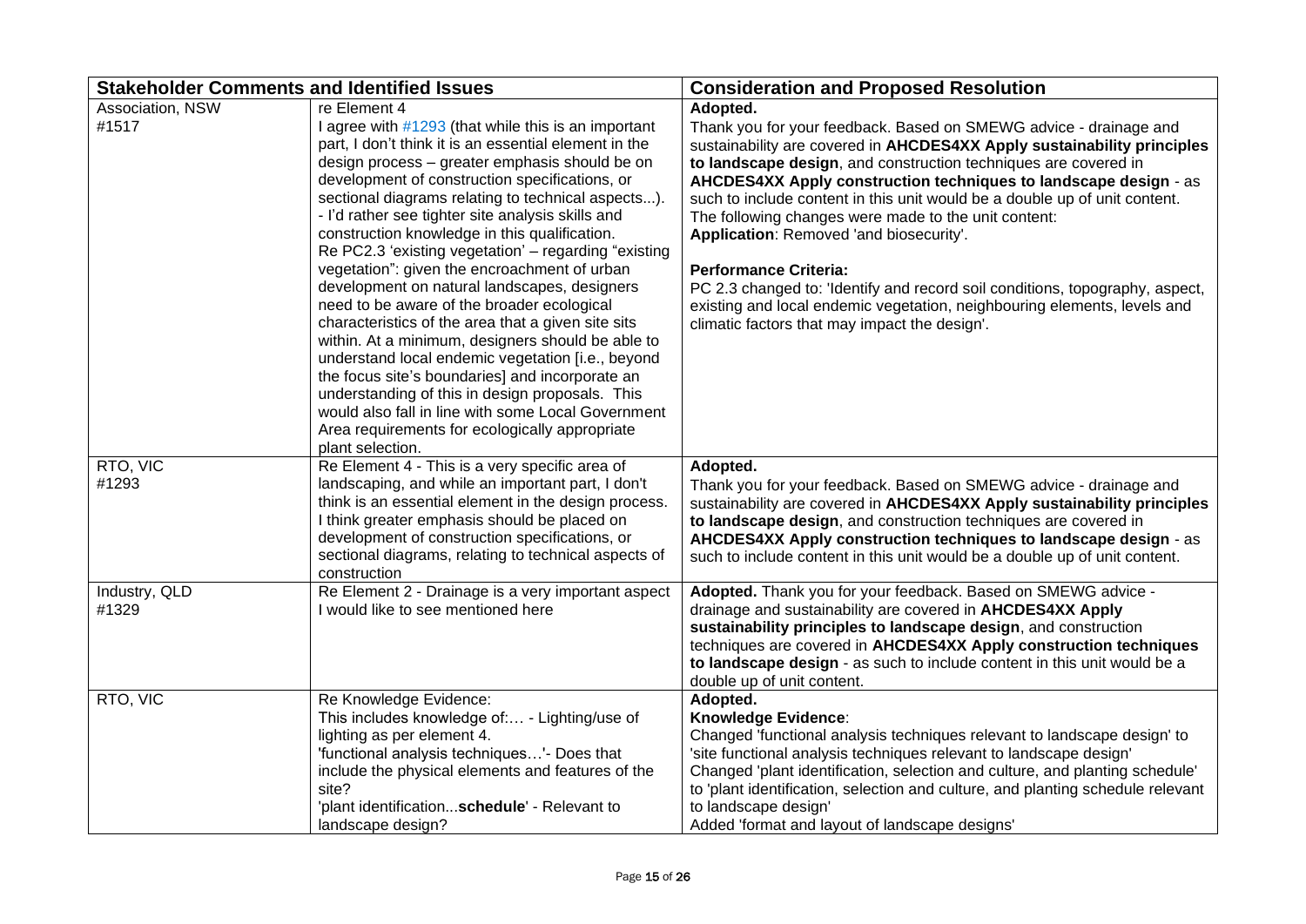| Stakeholder Comments and Identified Issues | | Consideration and Proposed Resolution |
|---|---|---|
| Association, NSW<br>#1517 | re Element 4<br>I agree with #1293 (that while this is an important part, I don't think it is an essential element in the design process – greater emphasis should be on development of construction specifications, or sectional diagrams relating to technical aspects...).<br>- I'd rather see tighter site analysis skills and construction knowledge in this qualification.<br>Re PC2.3 'existing vegetation' – regarding "existing vegetation": given the encroachment of urban development on natural landscapes, designers need to be aware of the broader ecological characteristics of the area that a given site sits within. At a minimum, designers should be able to understand local endemic vegetation [i.e., beyond the focus site's boundaries] and incorporate an understanding of this in design proposals. This would also fall in line with some Local Government Area requirements for ecologically appropriate plant selection. | **Adopted.**<br>Thank you for your feedback. Based on SMEWG advice - drainage and sustainability are covered in **AHCDES4XX Apply sustainability principles to landscape design**, and construction techniques are covered in **AHCDES4XX Apply construction techniques to landscape design** - as such to include content in this unit would be a double up of unit content.<br>The following changes were made to the unit content:<br>**Application**: Removed 'and biosecurity'.<br><br>**Performance Criteria:**<br>PC 2.3 changed to: 'Identify and record soil conditions, topography, aspect, existing and local endemic vegetation, neighbouring elements, levels and climatic factors that may impact the design'. |
| RTO, VIC<br>#1293 | Re Element 4 - This is a very specific area of landscaping, and while an important part, I don't think is an essential element in the design process. I think greater emphasis should be placed on development of construction specifications, or sectional diagrams, relating to technical aspects of construction | **Adopted.**<br>Thank you for your feedback. Based on SMEWG advice - drainage and sustainability are covered in **AHCDES4XX Apply sustainability principles to landscape design**, and construction techniques are covered in **AHCDES4XX Apply construction techniques to landscape design** - as such to include content in this unit would be a double up of unit content. |
| Industry, QLD<br>#1329 | Re Element 2 - Drainage is a very important aspect I would like to see mentioned here | **Adopted.** Thank you for your feedback. Based on SMEWG advice - drainage and sustainability are covered in **AHCDES4XX Apply sustainability principles to landscape design**, and construction techniques are covered in **AHCDES4XX Apply construction techniques to landscape design** - as such to include content in this unit would be a double up of unit content. |
| RTO, VIC | Re Knowledge Evidence:<br>This includes knowledge of:... - Lighting/use of lighting as per element 4.<br>'functional analysis techniques...'- Does that include the physical elements and features of the site?<br>'plant identification...**schedule**' - Relevant to landscape design? | **Adopted.**<br>**Knowledge Evidence**:<br>Changed 'functional analysis techniques relevant to landscape design' to 'site functional analysis techniques relevant to landscape design'<br>Changed 'plant identification, selection and culture, and planting schedule' to 'plant identification, selection and culture, and planting schedule relevant to landscape design'<br>Added 'format and layout of landscape designs' |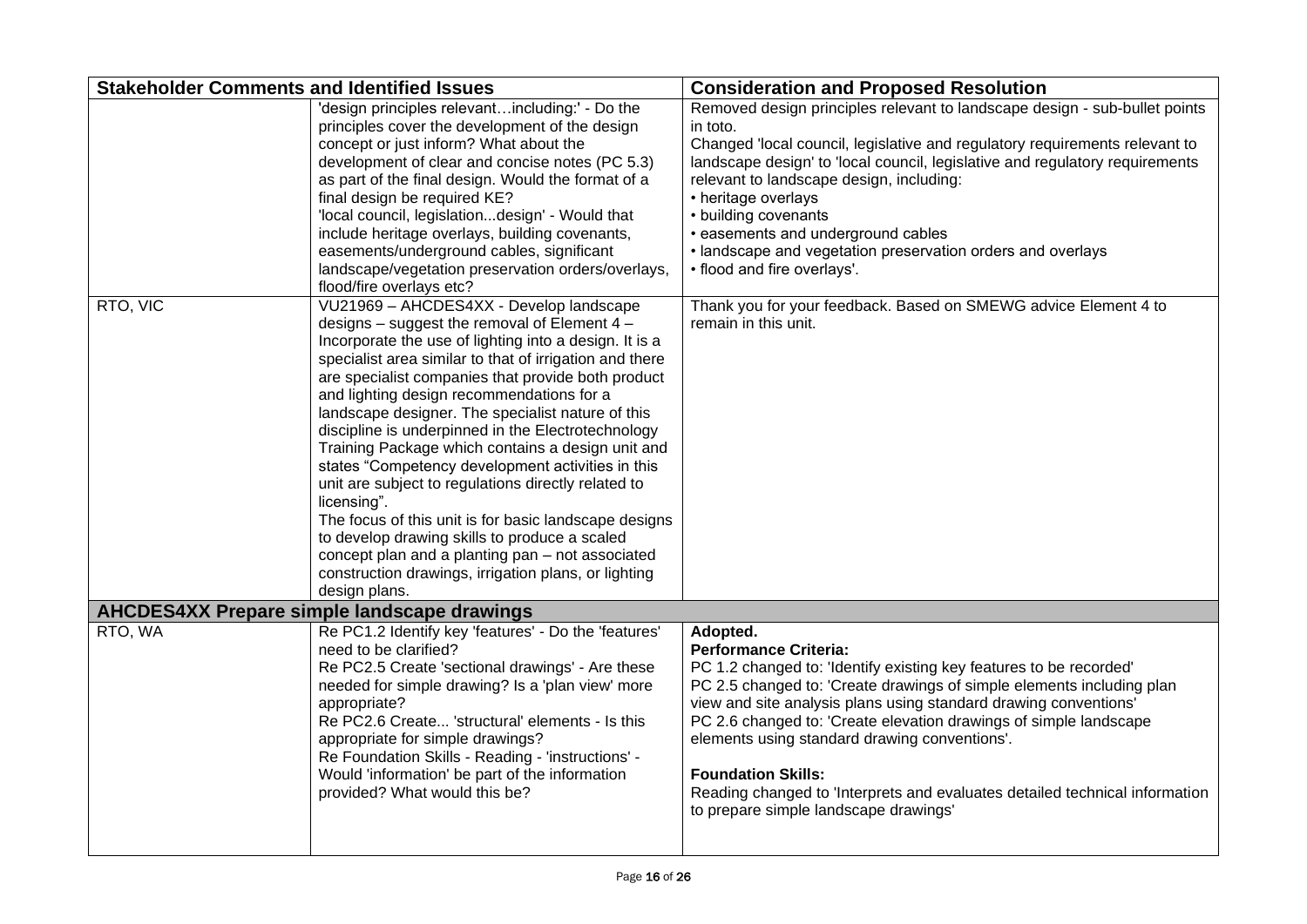| Stakeholder Comments and Identified Issues | | Consideration and Proposed Resolution |
|---|---|---|
| | 'design principles relevant…including:' - Do the principles cover the development of the design concept or just inform? What about the development of clear and concise notes (PC 5.3) as part of the final design. Would the format of a final design be required KE?<br>'local council, legislation...design' - Would that include heritage overlays, building covenants, easements/underground cables, significant landscape/vegetation preservation orders/overlays, flood/fire overlays etc? | Removed design principles relevant to landscape design - sub-bullet points in toto.<br>Changed 'local council, legislative and regulatory requirements relevant to landscape design' to 'local council, legislative and regulatory requirements relevant to landscape design, including:<br>• heritage overlays<br>• building covenants<br>• easements and underground cables<br>• landscape and vegetation preservation orders and overlays<br>• flood and fire overlays'. |
| RTO, VIC | VU21969 – AHCDES4XX - Develop landscape designs – suggest the removal of Element 4 – Incorporate the use of lighting into a design. It is a specialist area similar to that of irrigation and there are specialist companies that provide both product and lighting design recommendations for a landscape designer. The specialist nature of this discipline is underpinned in the Electrotechnology Training Package which contains a design unit and states "Competency development activities in this unit are subject to regulations directly related to licensing".<br>The focus of this unit is for basic landscape designs to develop drawing skills to produce a scaled concept plan and a planting pan – not associated construction drawings, irrigation plans, or lighting design plans. | Thank you for your feedback. Based on SMEWG advice Element 4 to remain in this unit. |
| **AHCDES4XX Prepare simple landscape drawings** | | |
| RTO, WA | Re PC1.2 Identify key 'features' - Do the 'features' need to be clarified?<br>Re PC2.5 Create 'sectional drawings' - Are these needed for simple drawing? Is a 'plan view' more appropriate?<br>Re PC2.6 Create... 'structural' elements - Is this appropriate for simple drawings?<br>Re Foundation Skills - Reading - 'instructions' - Would 'information' be part of the information provided? What would this be? | **Adopted.**<br>**Performance Criteria:**<br>PC 1.2 changed to: 'Identify existing key features to be recorded'<br>PC 2.5 changed to: 'Create drawings of simple elements including plan view and site analysis plans using standard drawing conventions'<br>PC 2.6 changed to: 'Create elevation drawings of simple landscape elements using standard drawing conventions'.<br><br>**Foundation Skills:**<br>Reading changed to 'Interprets and evaluates detailed technical information to prepare simple landscape drawings' |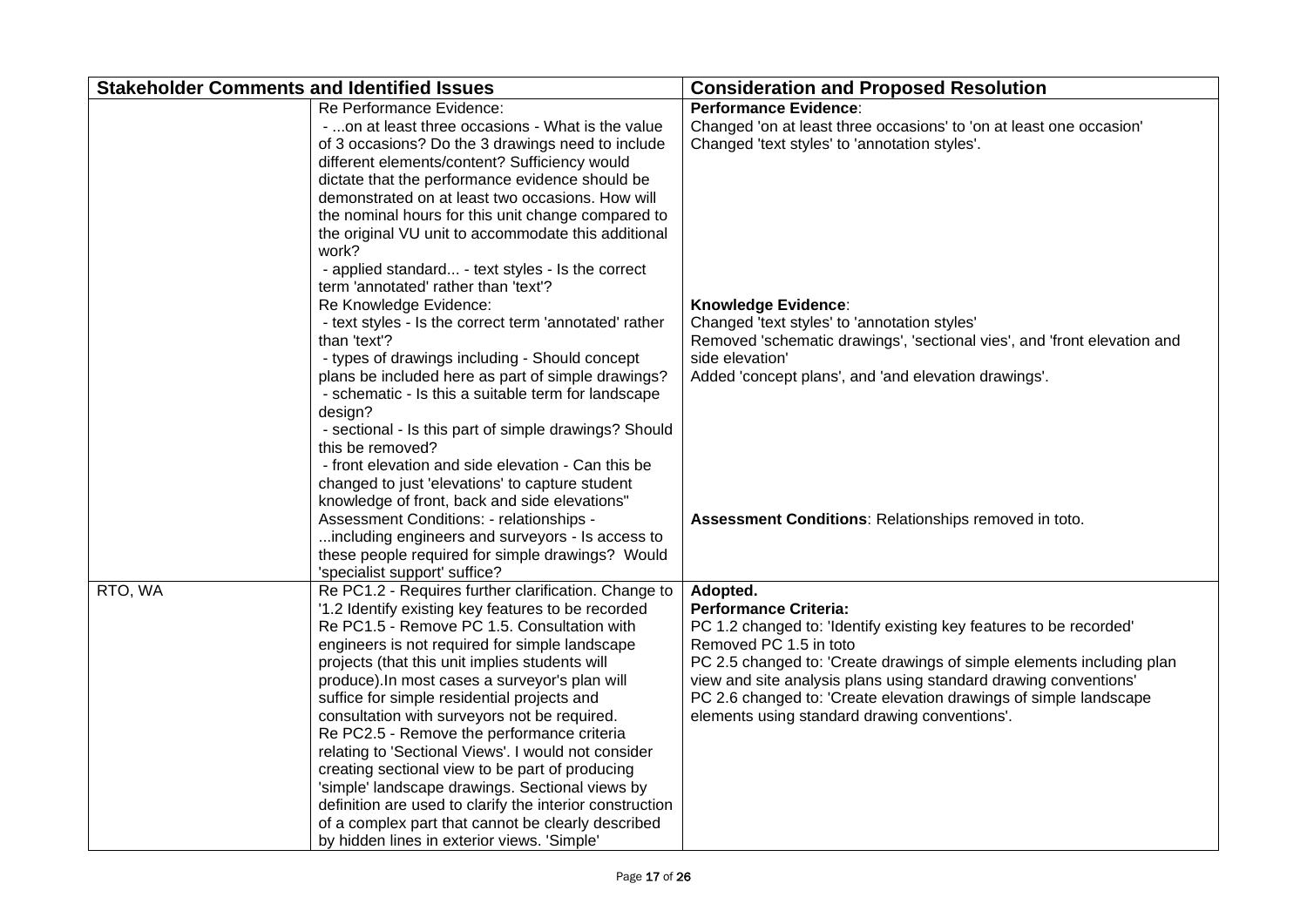| Stakeholder Comments and Identified Issues | | Consideration and Proposed Resolution |
|---|---|---|
| | Re Performance Evidence:<br>- ...on at least three occasions - What is the value of 3 occasions? Do the 3 drawings need to include different elements/content? Sufficiency would dictate that the performance evidence should be demonstrated on at least two occasions. How will the nominal hours for this unit change compared to the original VU unit to accommodate this additional work?<br>- applied standard... - text styles - Is the correct term 'annotated' rather than 'text'?<br>Re Knowledge Evidence:<br>- text styles - Is the correct term 'annotated' rather than 'text'?<br>- types of drawings including - Should concept plans be included here as part of simple drawings?<br>- schematic - Is this a suitable term for landscape design?<br>- sectional - Is this part of simple drawings? Should this be removed?<br>- front elevation and side elevation - Can this be changed to just 'elevations' to capture student knowledge of front, back and side elevations"<br>Assessment Conditions: - relationships - ...including engineers and surveyors - Is access to these people required for simple drawings? Would 'specialist support' suffice? | **Performance Evidence**:<br>Changed 'on at least three occasions' to 'on at least one occasion'<br>Changed 'text styles' to 'annotation styles'.<br><br>**Knowledge Evidence**:<br>Changed 'text styles' to 'annotation styles'<br>Removed 'schematic drawings', 'sectional vies', and 'front elevation and side elevation'<br>Added 'concept plans', and 'and elevation drawings'.<br><br>**Assessment Conditions**: Relationships removed in toto. |
| RTO, WA | Re PC1.2 - Requires further clarification. Change to '1.2 Identify existing key features to be recorded<br>Re PC1.5 - Remove PC 1.5. Consultation with engineers is not required for simple landscape projects (that this unit implies students will produce).In most cases a surveyor's plan will suffice for simple residential projects and consultation with surveyors not be required.<br>Re PC2.5 - Remove the performance criteria relating to 'Sectional Views'. I would not consider creating sectional view to be part of producing 'simple' landscape drawings. Sectional views by definition are used to clarify the interior construction of a complex part that cannot be clearly described by hidden lines in exterior views. 'Simple' | **Adopted.**<br>**Performance Criteria:**<br>PC 1.2 changed to: 'Identify existing key features to be recorded'<br>Removed PC 1.5 in toto<br>PC 2.5 changed to: 'Create drawings of simple elements including plan view and site analysis plans using standard drawing conventions'<br>PC 2.6 changed to: 'Create elevation drawings of simple landscape elements using standard drawing conventions'. |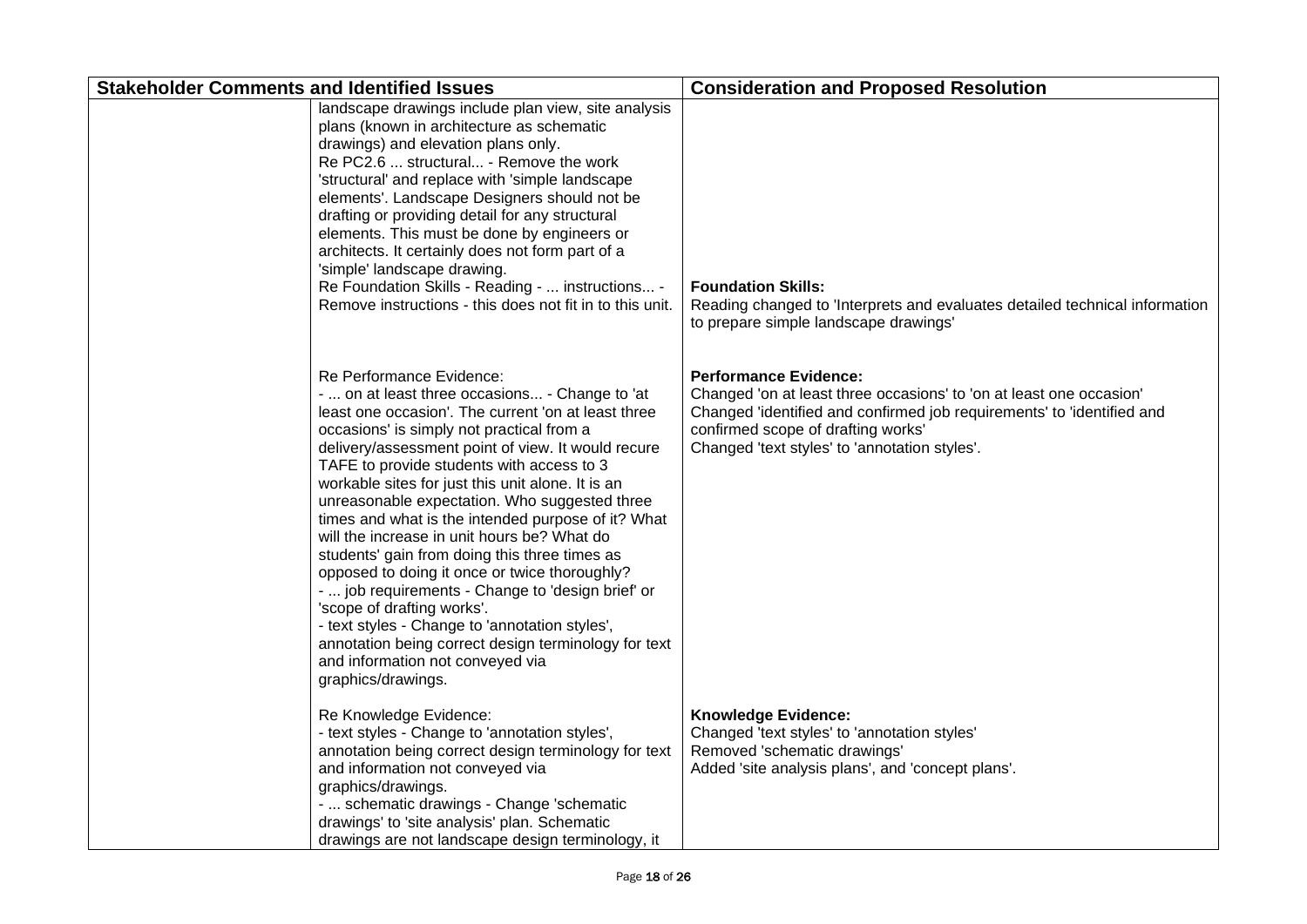| Stakeholder Comments and Identified Issues | | Consideration and Proposed Resolution |
|---|---|---|
| | landscape drawings include plan view, site analysis plans (known in architecture as schematic drawings) and elevation plans only.<br>Re PC2.6 ... structural... - Remove the work 'structural' and replace with 'simple landscape elements'. Landscape Designers should not be drafting or providing detail for any structural elements. This must be done by engineers or architects. It certainly does not form part of a 'simple' landscape drawing.<br>Re Foundation Skills - Reading - ... instructions... - Remove instructions - this does not fit in to this unit. | **Foundation Skills:**<br>Reading changed to 'Interprets and evaluates detailed technical information to prepare simple landscape drawings' |
| | Re Performance Evidence:<br>- ... on at least three occasions... - Change to 'at least one occasion'. The current 'on at least three occasions' is simply not practical from a delivery/assessment point of view. It would recure TAFE to provide students with access to 3 workable sites for just this unit alone. It is an unreasonable expectation. Who suggested three times and what is the intended purpose of it? What will the increase in unit hours be? What do students' gain from doing this three times as opposed to doing it once or twice thoroughly?<br>- ... job requirements - Change to 'design brief' or 'scope of drafting works'.<br>- text styles - Change to 'annotation styles', annotation being correct design terminology for text and information not conveyed via graphics/drawings. | **Performance Evidence:**<br>Changed 'on at least three occasions' to 'on at least one occasion'<br>Changed 'identified and confirmed job requirements' to 'identified and confirmed scope of drafting works'<br>Changed 'text styles' to 'annotation styles'. |
| | Re Knowledge Evidence:<br>- text styles - Change to 'annotation styles', annotation being correct design terminology for text and information not conveyed via graphics/drawings.<br>- ... schematic drawings - Change 'schematic drawings' to 'site analysis' plan. Schematic drawings are not landscape design terminology, it | **Knowledge Evidence:**<br>Changed 'text styles' to 'annotation styles'<br>Removed 'schematic drawings'<br>Added 'site analysis plans', and 'concept plans'. |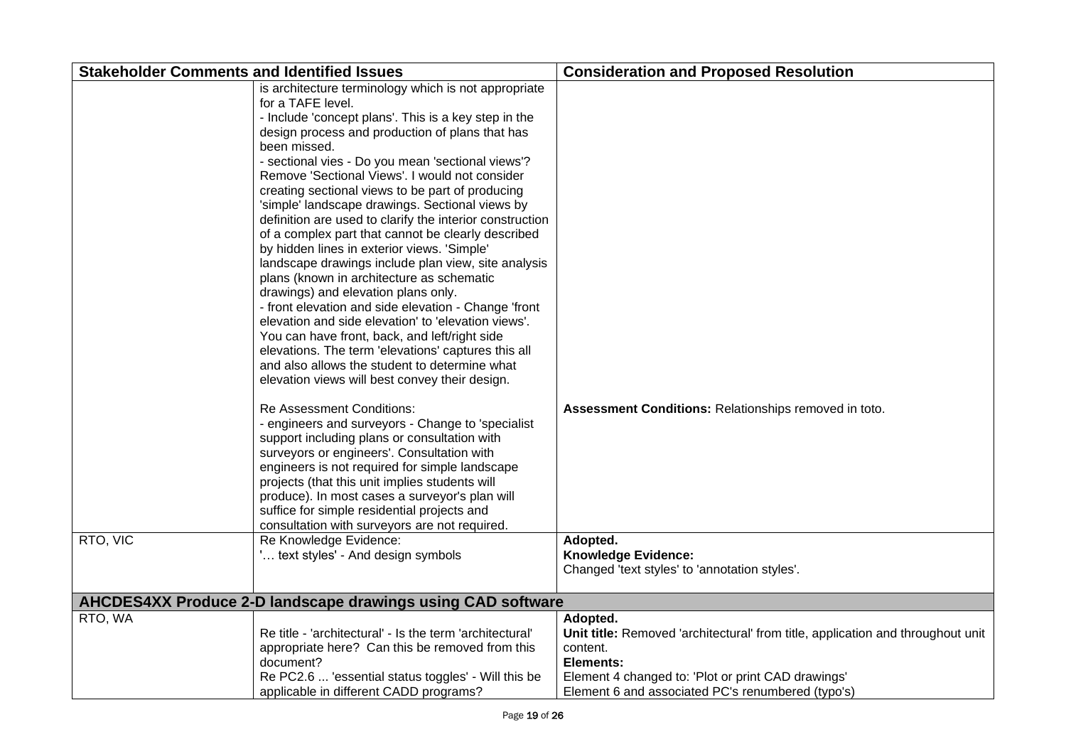| Stakeholder Comments and Identified Issues | | Consideration and Proposed Resolution |
|---|---|---|
| | is architecture terminology which is not appropriate for a TAFE level.<br>- Include 'concept plans'. This is a key step in the design process and production of plans that has been missed.<br>- sectional vies - Do you mean 'sectional views'? Remove 'Sectional Views'. I would not consider creating sectional views to be part of producing 'simple' landscape drawings. Sectional views by definition are used to clarify the interior construction of a complex part that cannot be clearly described by hidden lines in exterior views. 'Simple' landscape drawings include plan view, site analysis plans (known in architecture as schematic drawings) and elevation plans only.<br>- front elevation and side elevation - Change 'front elevation and side elevation' to 'elevation views'. You can have front, back, and left/right side elevations. The term 'elevations' captures this all and also allows the student to determine what elevation views will best convey their design.<br><br>Re Assessment Conditions:<br>- engineers and surveyors - Change to 'specialist support including plans or consultation with surveyors or engineers'. Consultation with engineers is not required for simple landscape projects (that this unit implies students will produce). In most cases a surveyor's plan will suffice for simple residential projects and consultation with surveyors are not required. | <br><br><br><br><br><br><br><br><br><br><br><br><br><br><br><br><br><br><br>**Assessment Conditions:** Relationships removed in toto. |
| RTO, VIC | Re Knowledge Evidence:<br>'… text styles' - And design symbols | **Adopted.**<br>**Knowledge Evidence:**<br>Changed 'text styles' to 'annotation styles'. |
| **AHCDES4XX Produce 2-D landscape drawings using CAD software** | | |
| RTO, WA | Re title - 'architectural' - Is the term 'architectural' appropriate here? Can this be removed from this document?<br>Re PC2.6 ... 'essential status toggles' - Will this be applicable in different CADD programs? | **Adopted.**<br>**Unit title:** Removed 'architectural' from title, application and throughout unit content.<br>**Elements:**<br>Element 4 changed to: 'Plot or print CAD drawings'<br>Element 6 and associated PC's renumbered (typo's) |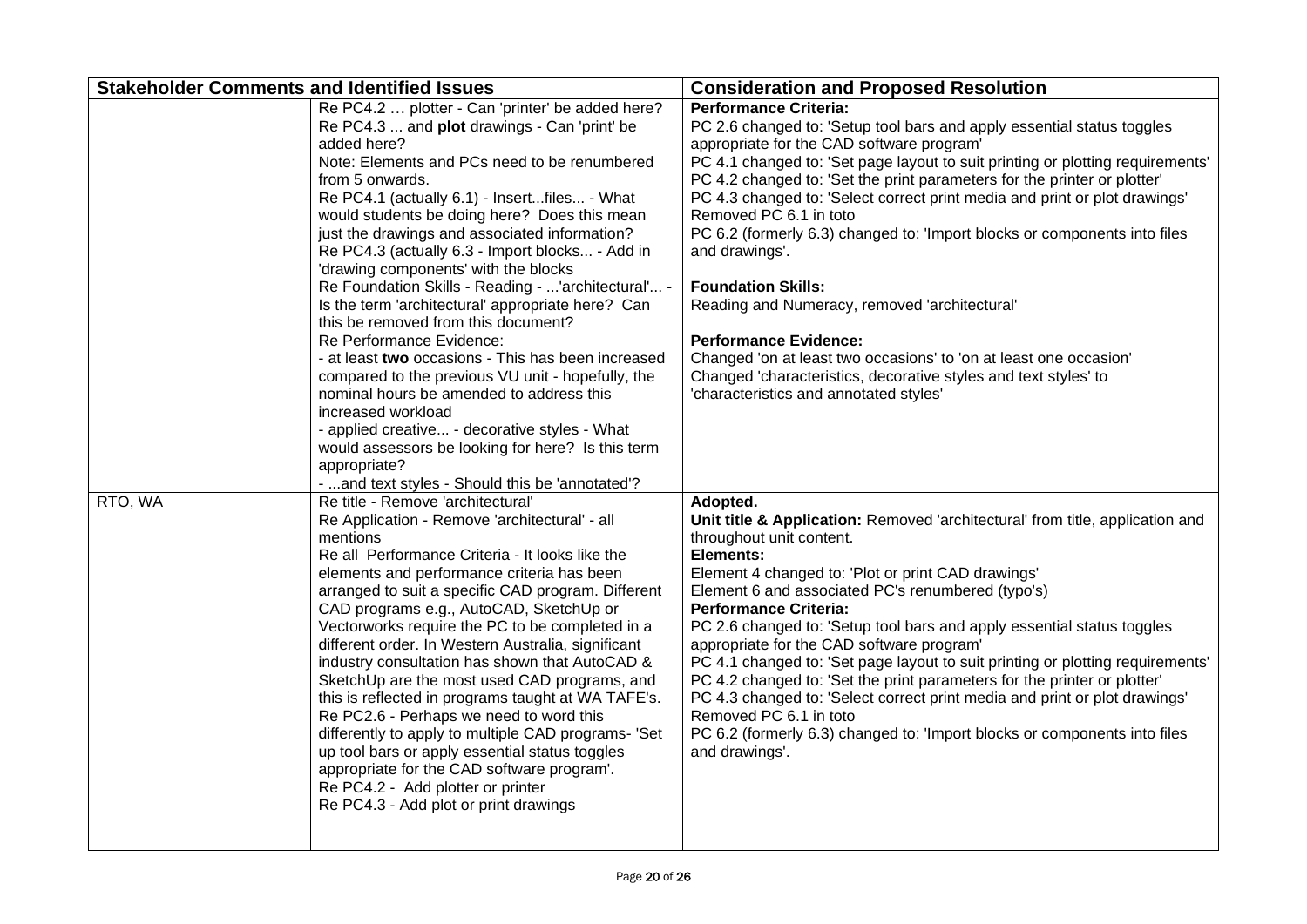| Stakeholder Comments and Identified Issues | | Consideration and Proposed Resolution |
|---|---|---|
| | Re PC4.2 … plotter - Can 'printer' be added here?<br>Re PC4.3 ... and **plot** drawings - Can 'print' be added here?<br>Note: Elements and PCs need to be renumbered from 5 onwards.<br>Re PC4.1 (actually 6.1) - Insert...files... - What would students be doing here? Does this mean just the drawings and associated information?<br>Re PC4.3 (actually 6.3 - Import blocks... - Add in 'drawing components' with the blocks<br>Re Foundation Skills - Reading - ...'architectural'... - Is the term 'architectural' appropriate here? Can this be removed from this document?<br>Re Performance Evidence:<br>- at least **two** occasions - This has been increased compared to the previous VU unit - hopefully, the nominal hours be amended to address this increased workload<br>- applied creative... - decorative styles - What would assessors be looking for here? Is this term appropriate?<br>- ...and text styles - Should this be 'annotated'? | **Performance Criteria:**<br>PC 2.6 changed to: 'Setup tool bars and apply essential status toggles appropriate for the CAD software program'<br>PC 4.1 changed to: 'Set page layout to suit printing or plotting requirements'<br>PC 4.2 changed to: 'Set the print parameters for the printer or plotter'<br>PC 4.3 changed to: 'Select correct print media and print or plot drawings'<br>Removed PC 6.1 in toto<br>PC 6.2 (formerly 6.3) changed to: 'Import blocks or components into files and drawings'.<br><br>**Foundation Skills:**<br>Reading and Numeracy, removed 'architectural'<br><br>**Performance Evidence:**<br>Changed 'on at least two occasions' to 'on at least one occasion'<br>Changed 'characteristics, decorative styles and text styles' to 'characteristics and annotated styles' |
| RTO, WA | Re title - Remove 'architectural'<br>Re Application - Remove 'architectural' - all mentions<br>Re all Performance Criteria - It looks like the elements and performance criteria has been arranged to suit a specific CAD program. Different CAD programs e.g., AutoCAD, SketchUp or Vectorworks require the PC to be completed in a different order. In Western Australia, significant industry consultation has shown that AutoCAD & SketchUp are the most used CAD programs, and this is reflected in programs taught at WA TAFE's.<br>Re PC2.6 - Perhaps we need to word this differently to apply to multiple CAD programs- 'Set up tool bars or apply essential status toggles appropriate for the CAD software program'.<br>Re PC4.2 - Add plotter or printer<br>Re PC4.3 - Add plot or print drawings | **Adopted.**<br>**Unit title & Application:** Removed 'architectural' from title, application and throughout unit content.<br>**Elements:**<br>Element 4 changed to: 'Plot or print CAD drawings'<br>Element 6 and associated PC's renumbered (typo's)<br>**Performance Criteria:**<br>PC 2.6 changed to: 'Setup tool bars and apply essential status toggles appropriate for the CAD software program'<br>PC 4.1 changed to: 'Set page layout to suit printing or plotting requirements'<br>PC 4.2 changed to: 'Set the print parameters for the printer or plotter'<br>PC 4.3 changed to: 'Select correct print media and print or plot drawings'<br>Removed PC 6.1 in toto<br>PC 6.2 (formerly 6.3) changed to: 'Import blocks or components into files and drawings'. |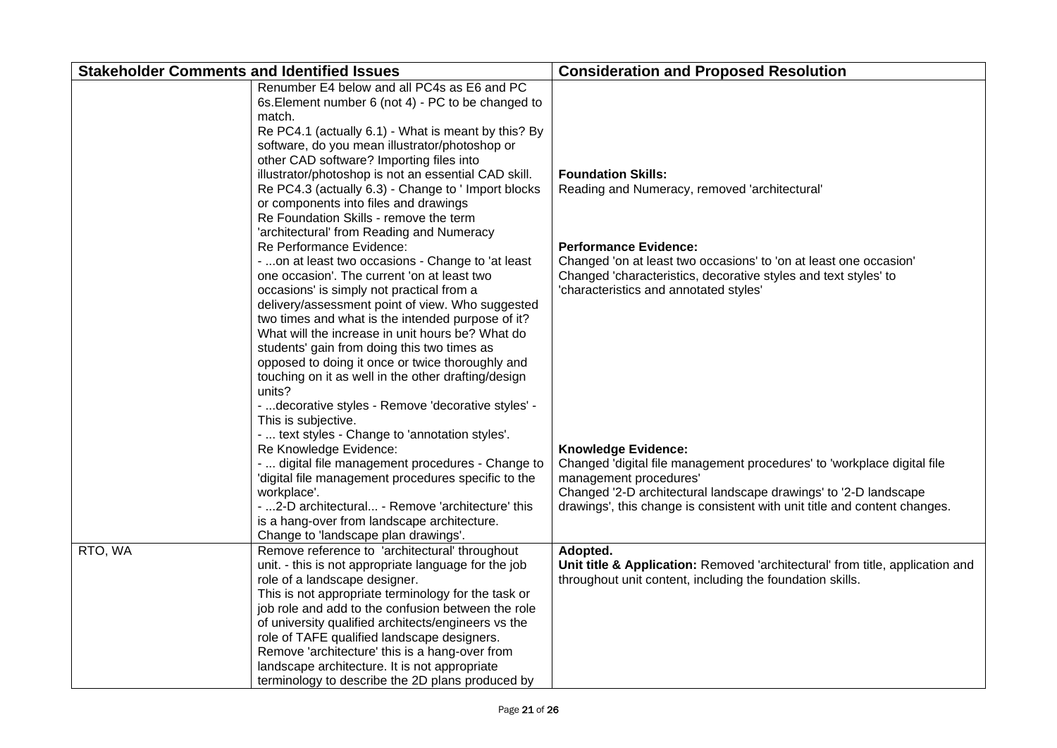| Stakeholder Comments and Identified Issues | | Consideration and Proposed Resolution |
|---|---|---|
| | Renumber E4 below and all PC4s as E6 and PC 6s.Element number 6 (not 4) - PC to be changed to match.<br>Re PC4.1 (actually 6.1) - What is meant by this? By software, do you mean illustrator/photoshop or other CAD software? Importing files into illustrator/photoshop is not an essential CAD skill.<br>Re PC4.3 (actually 6.3) - Change to ' Import blocks or components into files and drawings<br>Re Foundation Skills - remove the term 'architectural' from Reading and Numeracy<br>Re Performance Evidence:<br>- ...on at least two occasions - Change to 'at least one occasion'. The current 'on at least two occasions' is simply not practical from a delivery/assessment point of view. Who suggested two times and what is the intended purpose of it? What will the increase in unit hours be? What do students' gain from doing this two times as opposed to doing it once or twice thoroughly and touching on it as well in the other drafting/design units?<br>- ...decorative styles - Remove 'decorative styles' - This is subjective.<br>- ... text styles - Change to 'annotation styles'.<br>Re Knowledge Evidence:<br>- ... digital file management procedures - Change to 'digital file management procedures specific to the workplace'.<br>- ...2-D architectural... - Remove 'architecture' this is a hang-over from landscape architecture.<br>Change to 'landscape plan drawings'. | **Foundation Skills:**<br>Reading and Numeracy, removed 'architectural'<br><br>**Performance Evidence:**<br>Changed 'on at least two occasions' to 'on at least one occasion'<br>Changed 'characteristics, decorative styles and text styles' to 'characteristics and annotated styles'<br><br>**Knowledge Evidence:**<br>Changed 'digital file management procedures' to 'workplace digital file management procedures'<br>Changed '2-D architectural landscape drawings' to '2-D landscape drawings', this change is consistent with unit title and content changes. |
| RTO, WA | Remove reference to 'architectural' throughout unit. - this is not appropriate language for the job role of a landscape designer.<br>This is not appropriate terminology for the task or job role and add to the confusion between the role of university qualified architects/engineers vs the role of TAFE qualified landscape designers.<br>Remove 'architecture' this is a hang-over from landscape architecture. It is not appropriate terminology to describe the 2D plans produced by | **Adopted.**<br>**Unit title & Application:** Removed 'architectural' from title, application and throughout unit content, including the foundation skills. |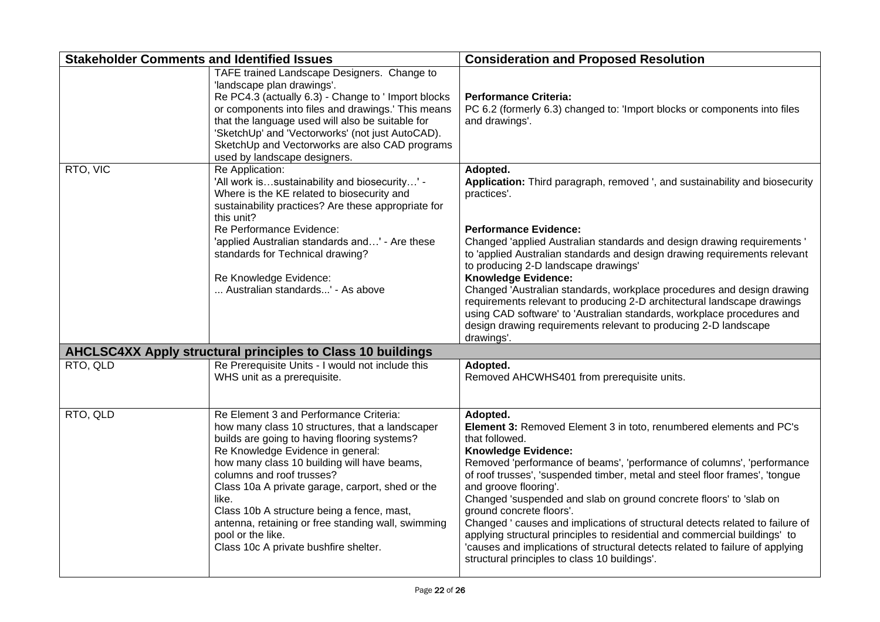| Stakeholder Comments and Identified Issues | | Consideration and Proposed Resolution |
|---|---|---|
| | TAFE trained Landscape Designers. Change to 'landscape plan drawings'.<br>Re PC4.3 (actually 6.3) - Change to ' Import blocks or components into files and drawings.' This means that the language used will also be suitable for 'SketchUp' and 'Vectorworks' (not just AutoCAD). SketchUp and Vectorworks are also CAD programs used by landscape designers. | **Performance Criteria:**<br>PC 6.2 (formerly 6.3) changed to: 'Import blocks or components into files and drawings'. |
| RTO, VIC | Re Application:<br>'All work is…sustainability and biosecurity…' - Where is the KE related to biosecurity and sustainability practices? Are these appropriate for this unit?<br>Re Performance Evidence:<br>'applied Australian standards and…' - Are these standards for Technical drawing?<br><br>Re Knowledge Evidence:<br>... Australian standards...' - As above | **Adopted.**<br>**Application:** Third paragraph, removed ', and sustainability and biosecurity practices'.<br><br>**Performance Evidence:**<br>Changed 'applied Australian standards and design drawing requirements ' to 'applied Australian standards and design drawing requirements relevant to producing 2-D landscape drawings'<br>**Knowledge Evidence:**<br>Changed 'Australian standards, workplace procedures and design drawing requirements relevant to producing 2-D architectural landscape drawings using CAD software' to 'Australian standards, workplace procedures and design drawing requirements relevant to producing 2-D landscape drawings'. |
| **AHCLSC4XX Apply structural principles to Class 10 buildings** | | |
| RTO, QLD | Re Prerequisite Units - I would not include this WHS unit as a prerequisite. | **Adopted.**<br>Removed AHCWHS401 from prerequisite units. |
| RTO, QLD | Re Element 3 and Performance Criteria:<br>how many class 10 structures, that a landscaper builds are going to having flooring systems?<br>Re Knowledge Evidence in general:<br>how many class 10 building will have beams, columns and roof trusses?<br>Class 10a A private garage, carport, shed or the like.<br>Class 10b A structure being a fence, mast, antenna, retaining or free standing wall, swimming pool or the like.<br>Class 10c A private bushfire shelter. | **Adopted.**<br>**Element 3:** Removed Element 3 in toto, renumbered elements and PC's that followed.<br>**Knowledge Evidence:**<br>Removed 'performance of beams', 'performance of columns', 'performance of roof trusses', 'suspended timber, metal and steel floor frames', 'tongue and groove flooring'.<br>Changed 'suspended and slab on ground concrete floors' to 'slab on ground concrete floors'.<br>Changed ' causes and implications of structural detects related to failure of applying structural principles to residential and commercial buildings' to 'causes and implications of structural detects related to failure of applying structural principles to class 10 buildings'. |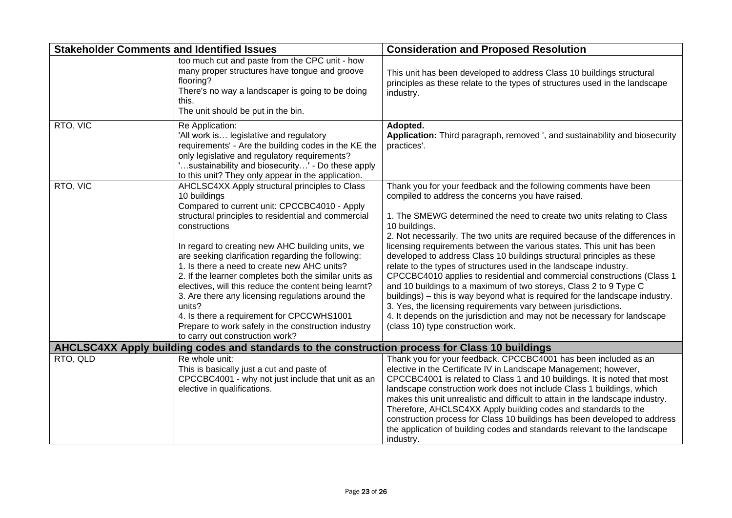| Stakeholder Comments and Identified Issues | | Consideration and Proposed Resolution |
|---|---|---|
| | too much cut and paste from the CPC unit - how many proper structures have tongue and groove flooring?<br>There's no way a landscaper is going to be doing this.<br>The unit should be put in the bin. | This unit has been developed to address Class 10 buildings structural principles as these relate to the types of structures used in the landscape industry. |
| RTO, VIC | Re Application:<br>'All work is… legislative and regulatory requirements' - Are the building codes in the KE the only legislative and regulatory requirements?<br>'…sustainability and biosecurity…' - Do these apply to this unit? They only appear in the application. | **Adopted.**<br>**Application:** Third paragraph, removed ', and sustainability and biosecurity practices'. |
| RTO, VIC | AHCLSC4XX Apply structural principles to Class 10 buildings<br>Compared to current unit: CPCCBC4010 - Apply structural principles to residential and commercial constructions<br><br>In regard to creating new AHC building units, we are seeking clarification regarding the following:<br>1. Is there a need to create new AHC units?<br>2. If the learner completes both the similar units as electives, will this reduce the content being learnt?<br>3. Are there any licensing regulations around the units?<br>4. Is there a requirement for CPCCWHS1001 Prepare to work safely in the construction industry to carry out construction work? | Thank you for your feedback and the following comments have been compiled to address the concerns you have raised.<br><br>1. The SMEWG determined the need to create two units relating to Class 10 buildings.<br>2. Not necessarily. The two units are required because of the differences in licensing requirements between the various states. This unit has been developed to address Class 10 buildings structural principles as these relate to the types of structures used in the landscape industry. CPCCBC4010 applies to residential and commercial constructions (Class 1 and 10 buildings to a maximum of two storeys, Class 2 to 9 Type C buildings) – this is way beyond what is required for the landscape industry.<br>3. Yes, the licensing requirements vary between jurisdictions.<br>4. It depends on the jurisdiction and may not be necessary for landscape (class 10) type construction work. |
| **AHCLSC4XX Apply building codes and standards to the construction process for Class 10 buildings** | | |
| RTO, QLD | Re whole unit:<br>This is basically just a cut and paste of CPCCBC4001 - why not just include that unit as an elective in qualifications. | Thank you for your feedback. CPCCBC4001 has been included as an elective in the Certificate IV in Landscape Management; however, CPCCBC4001 is related to Class 1 and 10 buildings. It is noted that most landscape construction work does not include Class 1 buildings, which makes this unit unrealistic and difficult to attain in the landscape industry. Therefore, AHCLSC4XX Apply building codes and standards to the construction process for Class 10 buildings has been developed to address the application of building codes and standards relevant to the landscape industry. |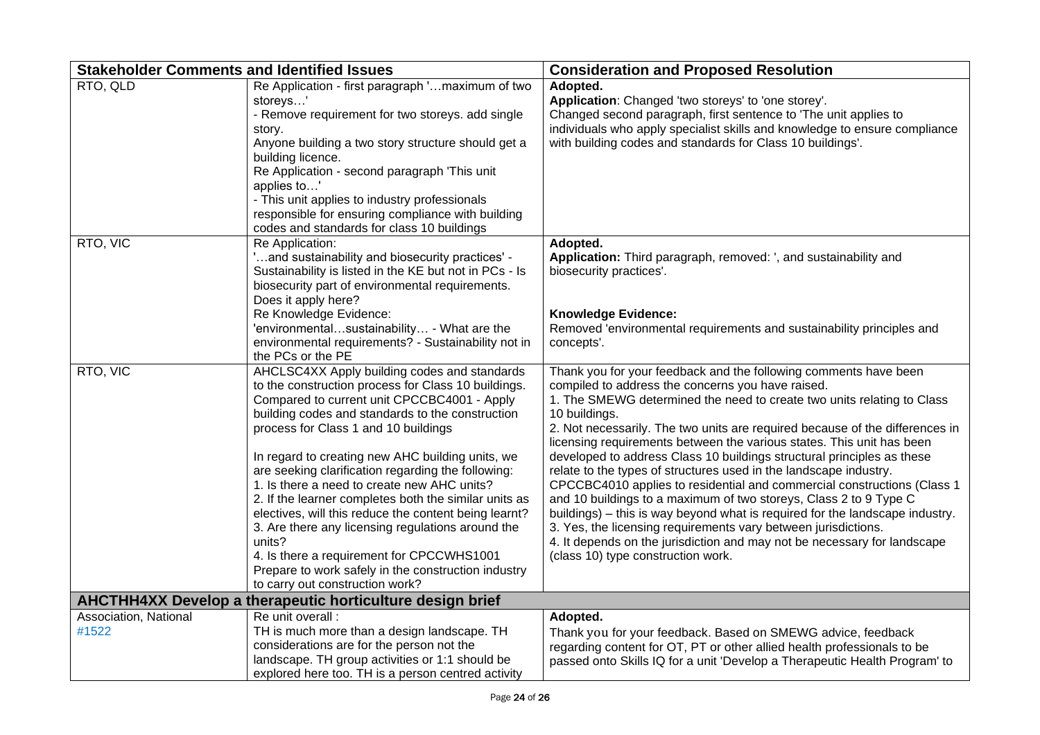| Stakeholder Comments and Identified Issues | | Consideration and Proposed Resolution |
|---|---|---|
| RTO, QLD | Re Application - first paragraph '…maximum of two storeys…'<br>- Remove requirement for two storeys. add single story.<br>Anyone building a two story structure should get a building licence.<br>Re Application - second paragraph 'This unit applies to…'<br>- This unit applies to industry professionals responsible for ensuring compliance with building codes and standards for class 10 buildings | **Adopted.**<br>**Application**: Changed 'two storeys' to 'one storey'.<br>Changed second paragraph, first sentence to 'The unit applies to individuals who apply specialist skills and knowledge to ensure compliance with building codes and standards for Class 10 buildings'. |
| RTO, VIC | Re Application:<br>'…and sustainability and biosecurity practices' - Sustainability is listed in the KE but not in PCs - Is biosecurity part of environmental requirements. Does it apply here?<br>Re Knowledge Evidence:<br>'environmental…sustainability… - What are the environmental requirements? - Sustainability not in the PCs or the PE | **Adopted.**<br>**Application:** Third paragraph, removed: ', and sustainability and biosecurity practices'.<br><br>**Knowledge Evidence:**<br>Removed 'environmental requirements and sustainability principles and concepts'. |
| RTO, VIC | AHCLSC4XX Apply building codes and standards to the construction process for Class 10 buildings. Compared to current unit CPCCBC4001 - Apply building codes and standards to the construction process for Class 1 and 10 buildings<br><br>In regard to creating new AHC building units, we are seeking clarification regarding the following:<br>1. Is there a need to create new AHC units?<br>2. If the learner completes both the similar units as electives, will this reduce the content being learnt?<br>3. Are there any licensing regulations around the units?<br>4. Is there a requirement for CPCCWHS1001 Prepare to work safely in the construction industry to carry out construction work? | Thank you for your feedback and the following comments have been compiled to address the concerns you have raised.<br>1. The SMEWG determined the need to create two units relating to Class 10 buildings.<br>2. Not necessarily. The two units are required because of the differences in licensing requirements between the various states. This unit has been developed to address Class 10 buildings structural principles as these relate to the types of structures used in the landscape industry. CPCCBC4010 applies to residential and commercial constructions (Class 1 and 10 buildings to a maximum of two storeys, Class 2 to 9 Type C buildings) – this is way beyond what is required for the landscape industry.<br>3. Yes, the licensing requirements vary between jurisdictions.<br>4. It depends on the jurisdiction and may not be necessary for landscape (class 10) type construction work. |
| **AHCTHH4XX Develop a therapeutic horticulture design brief** | | |
| Association, National #1522 | Re unit overall :<br>TH is much more than a design landscape. TH considerations are for the person not the landscape. TH group activities or 1:1 should be explored here too. TH is a person centred activity | **Adopted.**<br>Thank you for your feedback. Based on SMEWG advice, feedback regarding content for OT, PT or other allied health professionals to be passed onto Skills IQ for a unit 'Develop a Therapeutic Health Program' to |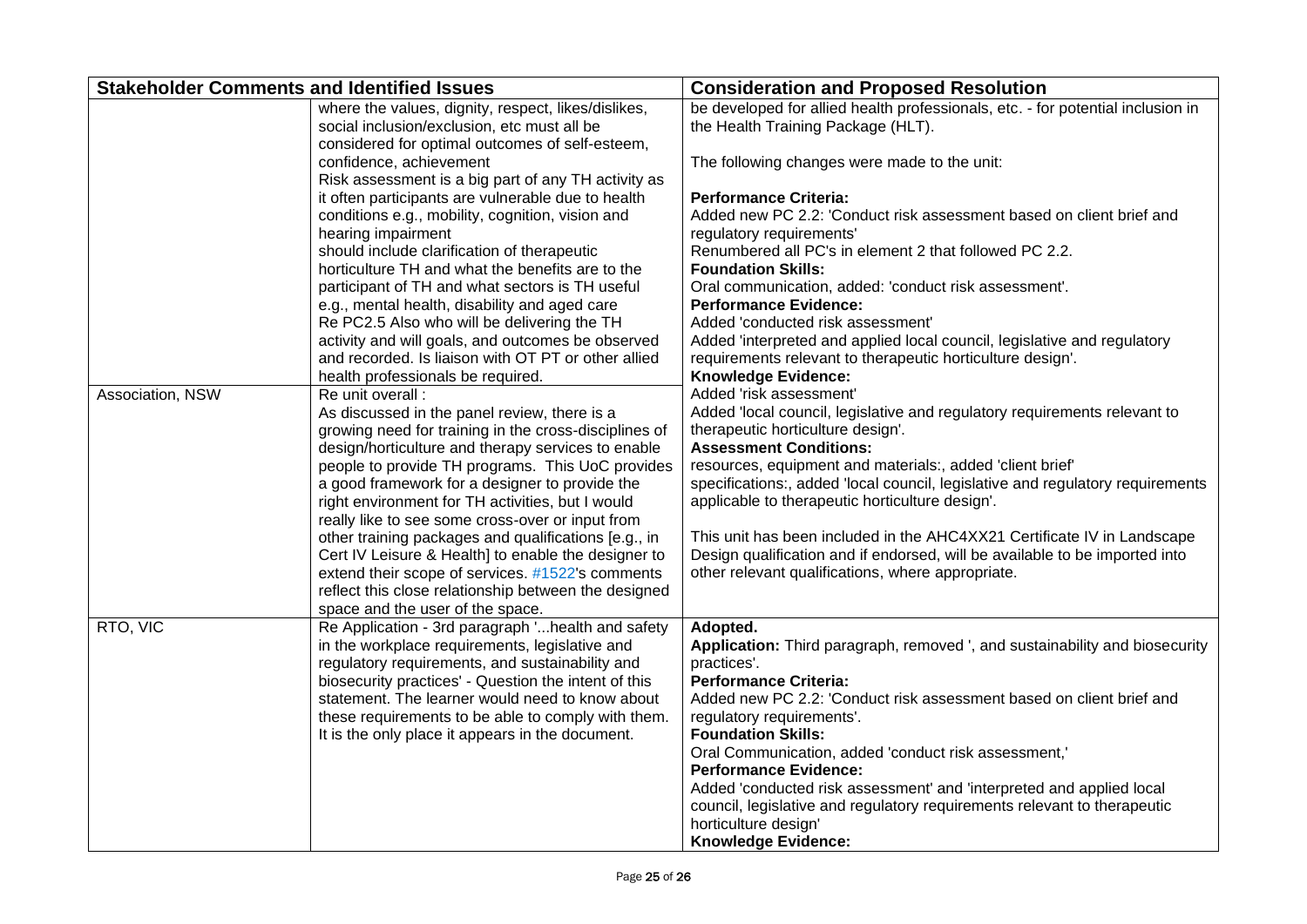| Stakeholder Comments and Identified Issues | | Consideration and Proposed Resolution |
|---|---|---|
| | where the values, dignity, respect, likes/dislikes, social inclusion/exclusion, etc must all be considered for optimal outcomes of self-esteem, confidence, achievement<br>Risk assessment is a big part of any TH activity as it often participants are vulnerable due to health conditions e.g., mobility, cognition, vision and hearing impairment<br>should include clarification of therapeutic horticulture TH and what the benefits are to the participant of TH and what sectors is TH useful e.g., mental health, disability and aged care<br>Re PC2.5 Also who will be delivering the TH activity and will goals, and outcomes be observed and recorded. Is liaison with OT PT or other allied health professionals be required. | be developed for allied health professionals, etc. - for potential inclusion in the Health Training Package (HLT).<br><br>The following changes were made to the unit:<br><br>**Performance Criteria:**<br>Added new PC 2.2: 'Conduct risk assessment based on client brief and regulatory requirements'<br>Renumbered all PC's in element 2 that followed PC 2.2.<br>**Foundation Skills:**<br>Oral communication, added: 'conduct risk assessment'.<br>**Performance Evidence:**<br>Added 'conducted risk assessment'<br>Added 'interpreted and applied local council, legislative and regulatory requirements relevant to therapeutic horticulture design'.<br>**Knowledge Evidence:**<br>Added 'risk assessment'<br>Added 'local council, legislative and regulatory requirements relevant to therapeutic horticulture design'.<br>**Assessment Conditions:**<br>resources, equipment and materials:, added 'client brief'<br>specifications:, added 'local council, legislative and regulatory requirements applicable to therapeutic horticulture design'.<br><br>This unit has been included in the AHC4XX21 Certificate IV in Landscape Design qualification and if endorsed, will be available to be imported into other relevant qualifications, where appropriate. |
| Association, NSW | Re unit overall :<br>As discussed in the panel review, there is a growing need for training in the cross-disciplines of design/horticulture and therapy services to enable people to provide TH programs. This UoC provides a good framework for a designer to provide the right environment for TH activities, but I would really like to see some cross-over or input from other training packages and qualifications [e.g., in Cert IV Leisure & Health] to enable the designer to extend their scope of services. #1522's comments reflect this close relationship between the designed space and the user of the space. | |
| RTO, VIC | Re Application - 3rd paragraph '...health and safety in the workplace requirements, legislative and regulatory requirements, and sustainability and biosecurity practices' - Question the intent of this statement. The learner would need to know about these requirements to be able to comply with them. It is the only place it appears in the document. | **Adopted.**<br>**Application:** Third paragraph, removed ', and sustainability and biosecurity practices'.<br>**Performance Criteria:**<br>Added new PC 2.2: 'Conduct risk assessment based on client brief and regulatory requirements'.<br>**Foundation Skills:**<br>Oral Communication, added 'conduct risk assessment,'<br>**Performance Evidence:**<br>Added 'conducted risk assessment' and 'interpreted and applied local council, legislative and regulatory requirements relevant to therapeutic horticulture design'<br>**Knowledge Evidence:** |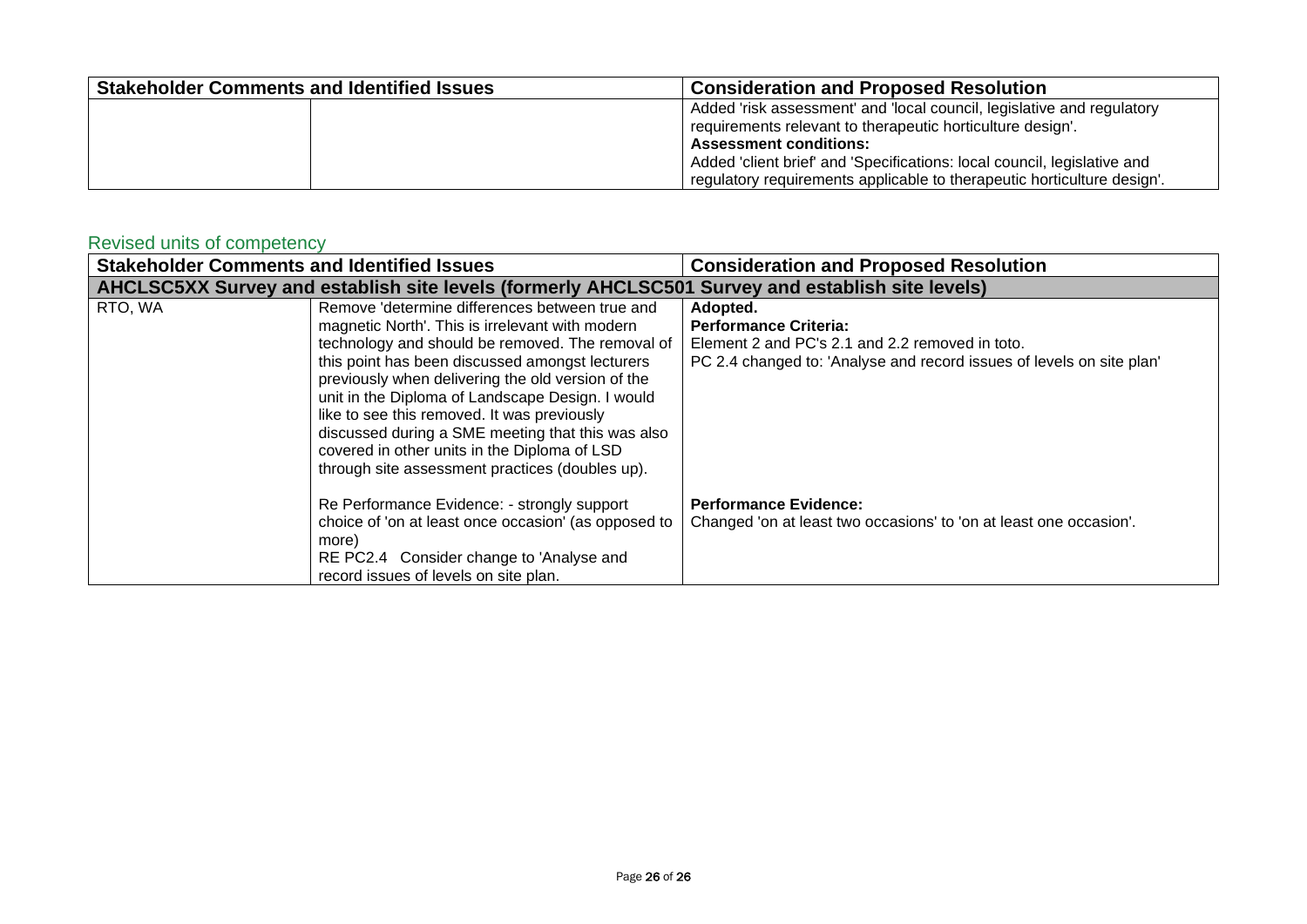| Stakeholder Comments and Identified Issues | | Consideration and Proposed Resolution |
|---|---|---|
| | | Added 'risk assessment' and 'local council, legislative and regulatory requirements relevant to therapeutic horticulture design'.<br>**Assessment conditions:**<br>Added 'client brief' and 'Specifications: local council, legislative and regulatory requirements applicable to therapeutic horticulture design'. |

## Revised units of competency

| Stakeholder Comments and Identified Issues | | Consideration and Proposed Resolution |
|---|---|---|
| **AHCLSC5XX Survey and establish site levels (formerly AHCLSC501 Survey and establish site levels)** | | |
| RTO, WA | Remove 'determine differences between true and magnetic North'. This is irrelevant with modern technology and should be removed. The removal of this point has been discussed amongst lecturers previously when delivering the old version of the unit in the Diploma of Landscape Design. I would like to see this removed. It was previously discussed during a SME meeting that this was also covered in other units in the Diploma of LSD through site assessment practices (doubles up).<br><br>Re Performance Evidence: - strongly support choice of 'on at least once occasion' (as opposed to more)<br>RE PC2.4 Consider change to 'Analyse and record issues of levels on site plan. | **Adopted.**<br>**Performance Criteria:**<br>Element 2 and PC's 2.1 and 2.2 removed in toto.<br>PC 2.4 changed to: 'Analyse and record issues of levels on site plan'<br><br>**Performance Evidence:**<br>Changed 'on at least two occasions' to 'on at least one occasion'. |